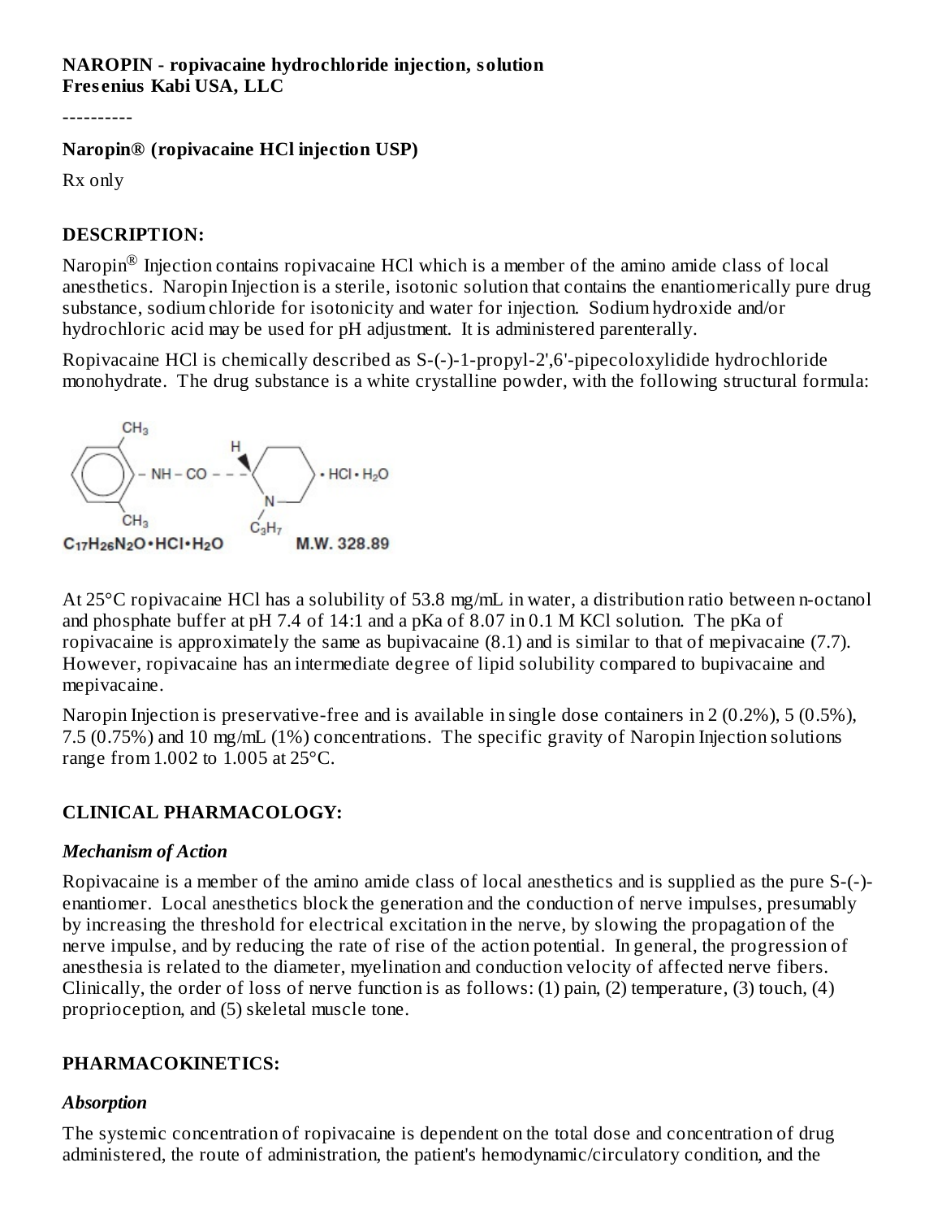**NAROPIN - ropivacaine hydrochloride injection, solution**
**Fresenius Kabi USA, LLC**

----------

**Naropin® (ropivacaine HCl injection USP)**

Rx only

## DESCRIPTION:

Naropin® Injection contains ropivacaine HCl which is a member of the amino amide class of local anesthetics. Naropin Injection is a sterile, isotonic solution that contains the enantiomerically pure drug substance, sodium chloride for isotonicity and water for injection. Sodium hydroxide and/or hydrochloric acid may be used for pH adjustment. It is administered parenterally.

Ropivacaine HCl is chemically described as S-(-)-1-propyl-2',6'-pipecoloxylidide hydrochloride monohydrate. The drug substance is a white crystalline powder, with the following structural formula:

$C_{17}H_{26}N_2O \cdot HCl \cdot H_2O$ M.W. 328.89

At 25°C ropivacaine HCl has a solubility of 53.8 mg/mL in water, a distribution ratio between n-octanol and phosphate buffer at pH 7.4 of 14:1 and a pKa of 8.07 in 0.1 M KCl solution. The pKa of ropivacaine is approximately the same as bupivacaine (8.1) and is similar to that of mepivacaine (7.7). However, ropivacaine has an intermediate degree of lipid solubility compared to bupivacaine and mepivacaine.

Naropin Injection is preservative-free and is available in single dose containers in 2 (0.2%), 5 (0.5%), 7.5 (0.75%) and 10 mg/mL (1%) concentrations. The specific gravity of Naropin Injection solutions range from 1.002 to 1.005 at 25°C.

## CLINICAL PHARMACOLOGY:

### *Mechanism of Action*

Ropivacaine is a member of the amino amide class of local anesthetics and is supplied as the pure S-(-)-enantiomer. Local anesthetics block the generation and the conduction of nerve impulses, presumably by increasing the threshold for electrical excitation in the nerve, by slowing the propagation of the nerve impulse, and by reducing the rate of rise of the action potential. In general, the progression of anesthesia is related to the diameter, myelination and conduction velocity of affected nerve fibers. Clinically, the order of loss of nerve function is as follows: (1) pain, (2) temperature, (3) touch, (4) proprioception, and (5) skeletal muscle tone.

## PHARMACOKINETICS:

### *Absorption*

The systemic concentration of ropivacaine is dependent on the total dose and concentration of drug administered, the route of administration, the patient's hemodynamic/circulatory condition, and the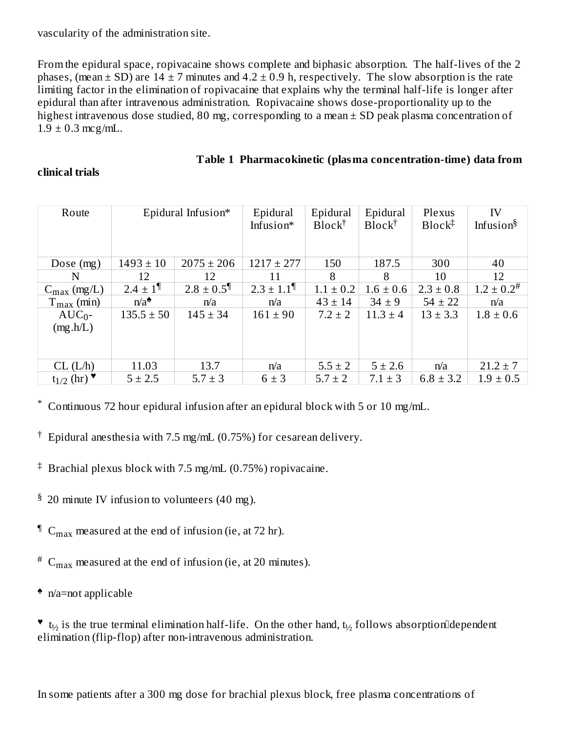vascularity of the administration site.

From the epidural space, ropivacaine shows complete and biphasic absorption. The half-lives of the 2 phases, (mean ± SD) are 14 ± 7 minutes and 4.2 ± 0.9 h, respectively. The slow absorption is the rate limiting factor in the elimination of ropivacaine that explains why the terminal half-life is longer after epidural than after intravenous administration. Ropivacaine shows dose-proportionality up to the highest intravenous dose studied, 80 mg, corresponding to a mean ± SD peak plasma concentration of 1.9 ± 0.3 mcg/mL.

**Table 1 Pharmacokinetic (plasma concentration-time) data from clinical trials**

| Route | Epidural Infusion* | | Epidural Infusion* | Epidural Block† | Epidural Block† | Plexus Block‡ | IV Infusion§ |
|---|---|---|---|---|---|---|---|
| Dose (mg) | 1493 ± 10 | 2075 ± 206 | 1217 ± 277 | 150 | 187.5 | 300 | 40 |
| N | 12 | 12 | 11 | 8 | 8 | 10 | 12 |
| $C_{max}$ (mg/L) | 2.4 ± 1¶ | 2.8 ± 0.5¶ | 2.3 ± 1.1¶ | 1.1 ± 0.2 | 1.6 ± 0.6 | 2.3 ± 0.8 | 1.2 ± 0.2# |
| $T_{max}$ (min) | n/a♠ | n/a | n/a | 43 ± 14 | 34 ± 9 | 54 ± 22 | n/a |
| $AUC_{0-}$ (mg.h/L) | 135.5 ± 50 | 145 ± 34 | 161 ± 90 | 7.2 ± 2 | 11.3 ± 4 | 13 ± 3.3 | 1.8 ± 0.6 |
| CL (L/h) | 11.03 | 13.7 | n/a | 5.5 ± 2 | 5 ± 2.6 | n/a | 21.2 ± 7 |
| $t_{1/2}$ (hr) ♥ | 5 ± 2.5 | 5.7 ± 3 | 6 ± 3 | 5.7 ± 2 | 7.1 ± 3 | 6.8 ± 3.2 | 1.9 ± 0.5 |

\* Continuous 72 hour epidural infusion after an epidural block with 5 or 10 mg/mL.

† Epidural anesthesia with 7.5 mg/mL (0.75%) for cesarean delivery.

‡ Brachial plexus block with 7.5 mg/mL (0.75%) ropivacaine.

§ 20 minute IV infusion to volunteers (40 mg).

¶ $C_{max}$ measured at the end of infusion (ie, at 72 hr).

\# $C_{max}$ measured at the end of infusion (ie, at 20 minutes).

♠ n/a=not applicable

♥ $t_{½}$ is the true terminal elimination half-life. On the other hand, $t_{½}$ follows absorption-dependent elimination (flip-flop) after non-intravenous administration.

In some patients after a 300 mg dose for brachial plexus block, free plasma concentrations of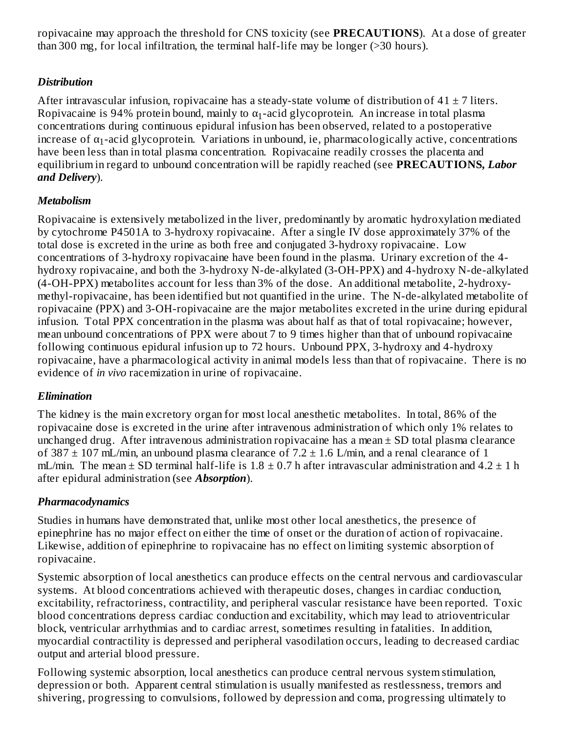ropivacaine may approach the threshold for CNS toxicity (see **PRECAUTIONS**). At a dose of greater than 300 mg, for local infiltration, the terminal half-life may be longer (>30 hours).

### *Distribution*

After intravascular infusion, ropivacaine has a steady-state volume of distribution of 41 ± 7 liters. Ropivacaine is 94% protein bound, mainly to $\alpha_1$-acid glycoprotein. An increase in total plasma concentrations during continuous epidural infusion has been observed, related to a postoperative increase of $\alpha_1$-acid glycoprotein. Variations in unbound, ie, pharmacologically active, concentrations have been less than in total plasma concentration. Ropivacaine readily crosses the placenta and equilibrium in regard to unbound concentration will be rapidly reached (see **PRECAUTIONS, *Labor and Delivery***).

### *Metabolism*

Ropivacaine is extensively metabolized in the liver, predominantly by aromatic hydroxylation mediated by cytochrome P4501A to 3-hydroxy ropivacaine. After a single IV dose approximately 37% of the total dose is excreted in the urine as both free and conjugated 3-hydroxy ropivacaine. Low concentrations of 3-hydroxy ropivacaine have been found in the plasma. Urinary excretion of the 4-hydroxy ropivacaine, and both the 3-hydroxy N-de-alkylated (3-OH-PPX) and 4-hydroxy N-de-alkylated (4-OH-PPX) metabolites account for less than 3% of the dose. An additional metabolite, 2-hydroxy-methyl-ropivacaine, has been identified but not quantified in the urine. The N-de-alkylated metabolite of ropivacaine (PPX) and 3-OH-ropivacaine are the major metabolites excreted in the urine during epidural infusion. Total PPX concentration in the plasma was about half as that of total ropivacaine; however, mean unbound concentrations of PPX were about 7 to 9 times higher than that of unbound ropivacaine following continuous epidural infusion up to 72 hours. Unbound PPX, 3-hydroxy and 4-hydroxy ropivacaine, have a pharmacological activity in animal models less than that of ropivacaine. There is no evidence of *in vivo* racemization in urine of ropivacaine.

### *Elimination*

The kidney is the main excretory organ for most local anesthetic metabolites. In total, 86% of the ropivacaine dose is excreted in the urine after intravenous administration of which only 1% relates to unchanged drug. After intravenous administration ropivacaine has a mean ± SD total plasma clearance of 387 ± 107 mL/min, an unbound plasma clearance of 7.2 ± 1.6 L/min, and a renal clearance of 1 mL/min. The mean ± SD terminal half-life is 1.8 ± 0.7 h after intravascular administration and 4.2 ± 1 h after epidural administration (see ***Absorption***).

### *Pharmacodynamics*

Studies in humans have demonstrated that, unlike most other local anesthetics, the presence of epinephrine has no major effect on either the time of onset or the duration of action of ropivacaine. Likewise, addition of epinephrine to ropivacaine has no effect on limiting systemic absorption of ropivacaine.

Systemic absorption of local anesthetics can produce effects on the central nervous and cardiovascular systems. At blood concentrations achieved with therapeutic doses, changes in cardiac conduction, excitability, refractoriness, contractility, and peripheral vascular resistance have been reported. Toxic blood concentrations depress cardiac conduction and excitability, which may lead to atrioventricular block, ventricular arrhythmias and to cardiac arrest, sometimes resulting in fatalities. In addition, myocardial contractility is depressed and peripheral vasodilation occurs, leading to decreased cardiac output and arterial blood pressure.

Following systemic absorption, local anesthetics can produce central nervous system stimulation, depression or both. Apparent central stimulation is usually manifested as restlessness, tremors and shivering, progressing to convulsions, followed by depression and coma, progressing ultimately to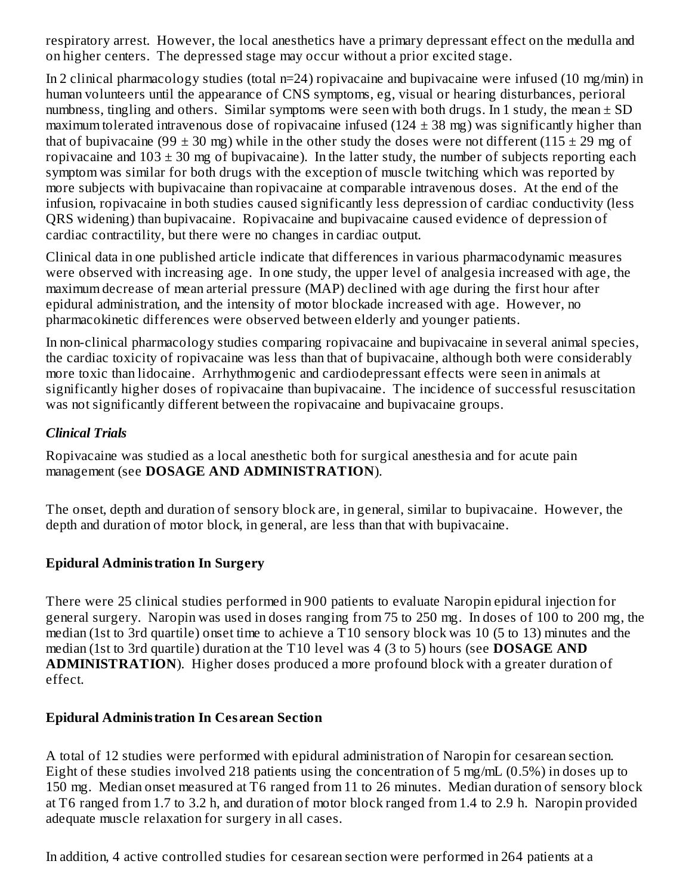respiratory arrest. However, the local anesthetics have a primary depressant effect on the medulla and on higher centers. The depressed stage may occur without a prior excited stage.

In 2 clinical pharmacology studies (total n=24) ropivacaine and bupivacaine were infused (10 mg/min) in human volunteers until the appearance of CNS symptoms, eg, visual or hearing disturbances, perioral numbness, tingling and others. Similar symptoms were seen with both drugs. In 1 study, the mean ± SD maximum tolerated intravenous dose of ropivacaine infused (124 ± 38 mg) was significantly higher than that of bupivacaine (99 ± 30 mg) while in the other study the doses were not different (115 ± 29 mg of ropivacaine and 103 ± 30 mg of bupivacaine). In the latter study, the number of subjects reporting each symptom was similar for both drugs with the exception of muscle twitching which was reported by more subjects with bupivacaine than ropivacaine at comparable intravenous doses. At the end of the infusion, ropivacaine in both studies caused significantly less depression of cardiac conductivity (less QRS widening) than bupivacaine. Ropivacaine and bupivacaine caused evidence of depression of cardiac contractility, but there were no changes in cardiac output.

Clinical data in one published article indicate that differences in various pharmacodynamic measures were observed with increasing age. In one study, the upper level of analgesia increased with age, the maximum decrease of mean arterial pressure (MAP) declined with age during the first hour after epidural administration, and the intensity of motor blockade increased with age. However, no pharmacokinetic differences were observed between elderly and younger patients.

In non-clinical pharmacology studies comparing ropivacaine and bupivacaine in several animal species, the cardiac toxicity of ropivacaine was less than that of bupivacaine, although both were considerably more toxic than lidocaine. Arrhythmogenic and cardiodepressant effects were seen in animals at significantly higher doses of ropivacaine than bupivacaine. The incidence of successful resuscitation was not significantly different between the ropivacaine and bupivacaine groups.

### *Clinical Trials*

Ropivacaine was studied as a local anesthetic both for surgical anesthesia and for acute pain management (see **DOSAGE AND ADMINISTRATION**).

The onset, depth and duration of sensory block are, in general, similar to bupivacaine. However, the depth and duration of motor block, in general, are less than that with bupivacaine.

### Epidural Administration In Surgery

There were 25 clinical studies performed in 900 patients to evaluate Naropin epidural injection for general surgery. Naropin was used in doses ranging from 75 to 250 mg. In doses of 100 to 200 mg, the median (1st to 3rd quartile) onset time to achieve a T10 sensory block was 10 (5 to 13) minutes and the median (1st to 3rd quartile) duration at the T10 level was 4 (3 to 5) hours (see **DOSAGE AND ADMINISTRATION**). Higher doses produced a more profound block with a greater duration of effect.

### Epidural Administration In Cesarean Section

A total of 12 studies were performed with epidural administration of Naropin for cesarean section. Eight of these studies involved 218 patients using the concentration of 5 mg/mL (0.5%) in doses up to 150 mg. Median onset measured at T6 ranged from 11 to 26 minutes. Median duration of sensory block at T6 ranged from 1.7 to 3.2 h, and duration of motor block ranged from 1.4 to 2.9 h. Naropin provided adequate muscle relaxation for surgery in all cases.

In addition, 4 active controlled studies for cesarean section were performed in 264 patients at a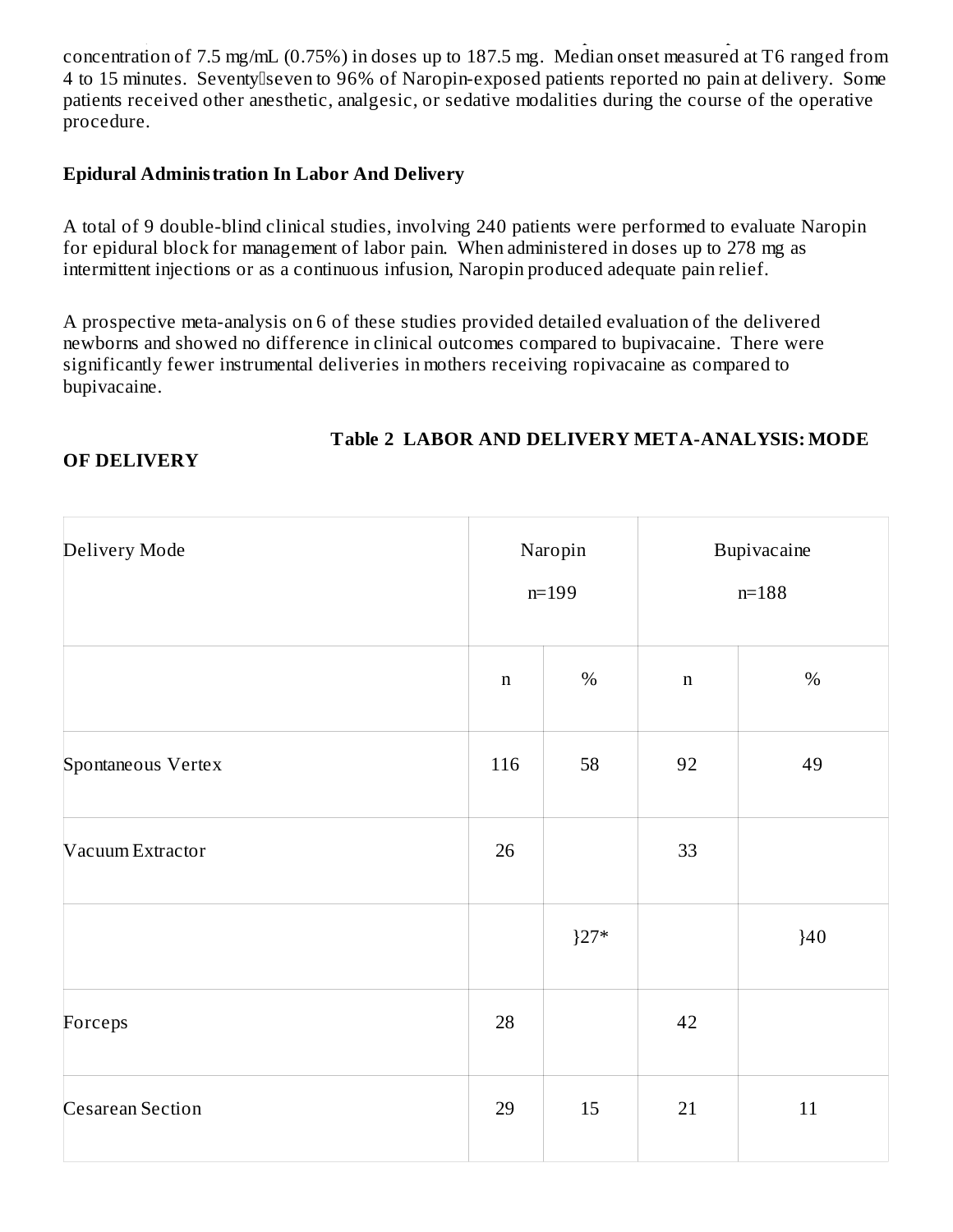concentration of 7.5 mg/mL (0.75%) in doses up to 187.5 mg. Median onset measured at T6 ranged from 4 to 15 minutes. Seventy‑seven to 96% of Naropin-exposed patients reported no pain at delivery. Some patients received other anesthetic, analgesic, or sedative modalities during the course of the operative procedure.

**Epidural Administration In Labor And Delivery**

A total of 9 double-blind clinical studies, involving 240 patients were performed to evaluate Naropin for epidural block for management of labor pain. When administered in doses up to 278 mg as intermittent injections or as a continuous infusion, Naropin produced adequate pain relief.

A prospective meta-analysis on 6 of these studies provided detailed evaluation of the delivered newborns and showed no difference in clinical outcomes compared to bupivacaine. There were significantly fewer instrumental deliveries in mothers receiving ropivacaine as compared to bupivacaine.

**Table 2 LABOR AND DELIVERY META-ANALYSIS: MODE OF DELIVERY**

| Delivery Mode | Naropin n=199 | | Bupivacaine n=188 | |
|---|---|---|---|---|
| | n | % | n | % |
| Spontaneous Vertex | 116 | 58 | 92 | 49 |
| Vacuum Extractor | 26 | | 33 | |
| | | }27* | | }40 |
| Forceps | 28 | | 42 | |
| Cesarean Section | 29 | 15 | 21 | 11 |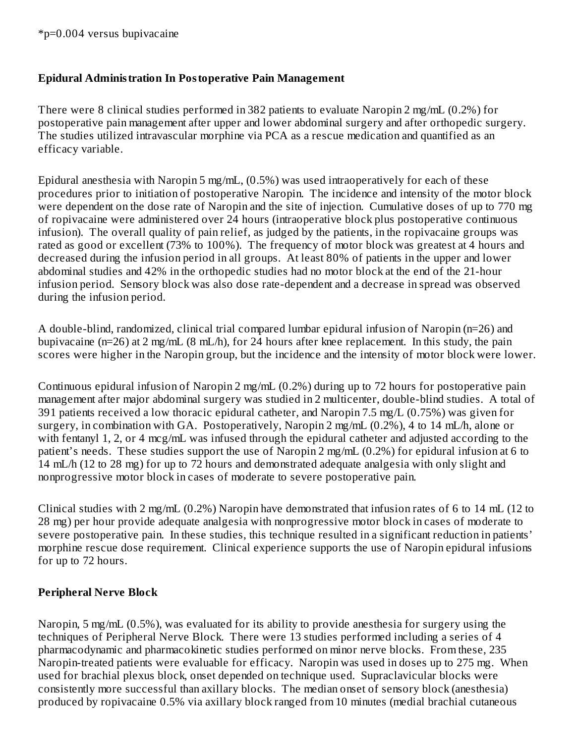*p=0.004 versus bupivacaine

**Epidural Administration In Postoperative Pain Management**

There were 8 clinical studies performed in 382 patients to evaluate Naropin 2 mg/mL (0.2%) for postoperative pain management after upper and lower abdominal surgery and after orthopedic surgery. The studies utilized intravascular morphine via PCA as a rescue medication and quantified as an efficacy variable.

Epidural anesthesia with Naropin 5 mg/mL, (0.5%) was used intraoperatively for each of these procedures prior to initiation of postoperative Naropin. The incidence and intensity of the motor block were dependent on the dose rate of Naropin and the site of injection. Cumulative doses of up to 770 mg of ropivacaine were administered over 24 hours (intraoperative block plus postoperative continuous infusion). The overall quality of pain relief, as judged by the patients, in the ropivacaine groups was rated as good or excellent (73% to 100%). The frequency of motor block was greatest at 4 hours and decreased during the infusion period in all groups. At least 80% of patients in the upper and lower abdominal studies and 42% in the orthopedic studies had no motor block at the end of the 21-hour infusion period. Sensory block was also dose rate-dependent and a decrease in spread was observed during the infusion period.

A double-blind, randomized, clinical trial compared lumbar epidural infusion of Naropin (n=26) and bupivacaine (n=26) at 2 mg/mL (8 mL/h), for 24 hours after knee replacement. In this study, the pain scores were higher in the Naropin group, but the incidence and the intensity of motor block were lower.

Continuous epidural infusion of Naropin 2 mg/mL (0.2%) during up to 72 hours for postoperative pain management after major abdominal surgery was studied in 2 multicenter, double-blind studies. A total of 391 patients received a low thoracic epidural catheter, and Naropin 7.5 mg/L (0.75%) was given for surgery, in combination with GA. Postoperatively, Naropin 2 mg/mL (0.2%), 4 to 14 mL/h, alone or with fentanyl 1, 2, or 4 mcg/mL was infused through the epidural catheter and adjusted according to the patient's needs. These studies support the use of Naropin 2 mg/mL (0.2%) for epidural infusion at 6 to 14 mL/h (12 to 28 mg) for up to 72 hours and demonstrated adequate analgesia with only slight and nonprogressive motor block in cases of moderate to severe postoperative pain.

Clinical studies with 2 mg/mL (0.2%) Naropin have demonstrated that infusion rates of 6 to 14 mL (12 to 28 mg) per hour provide adequate analgesia with nonprogressive motor block in cases of moderate to severe postoperative pain. In these studies, this technique resulted in a significant reduction in patients' morphine rescue dose requirement. Clinical experience supports the use of Naropin epidural infusions for up to 72 hours.

**Peripheral Nerve Block**

Naropin, 5 mg/mL (0.5%), was evaluated for its ability to provide anesthesia for surgery using the techniques of Peripheral Nerve Block. There were 13 studies performed including a series of 4 pharmacodynamic and pharmacokinetic studies performed on minor nerve blocks. From these, 235 Naropin-treated patients were evaluable for efficacy. Naropin was used in doses up to 275 mg. When used for brachial plexus block, onset depended on technique used. Supraclavicular blocks were consistently more successful than axillary blocks. The median onset of sensory block (anesthesia) produced by ropivacaine 0.5% via axillary block ranged from 10 minutes (medial brachial cutaneous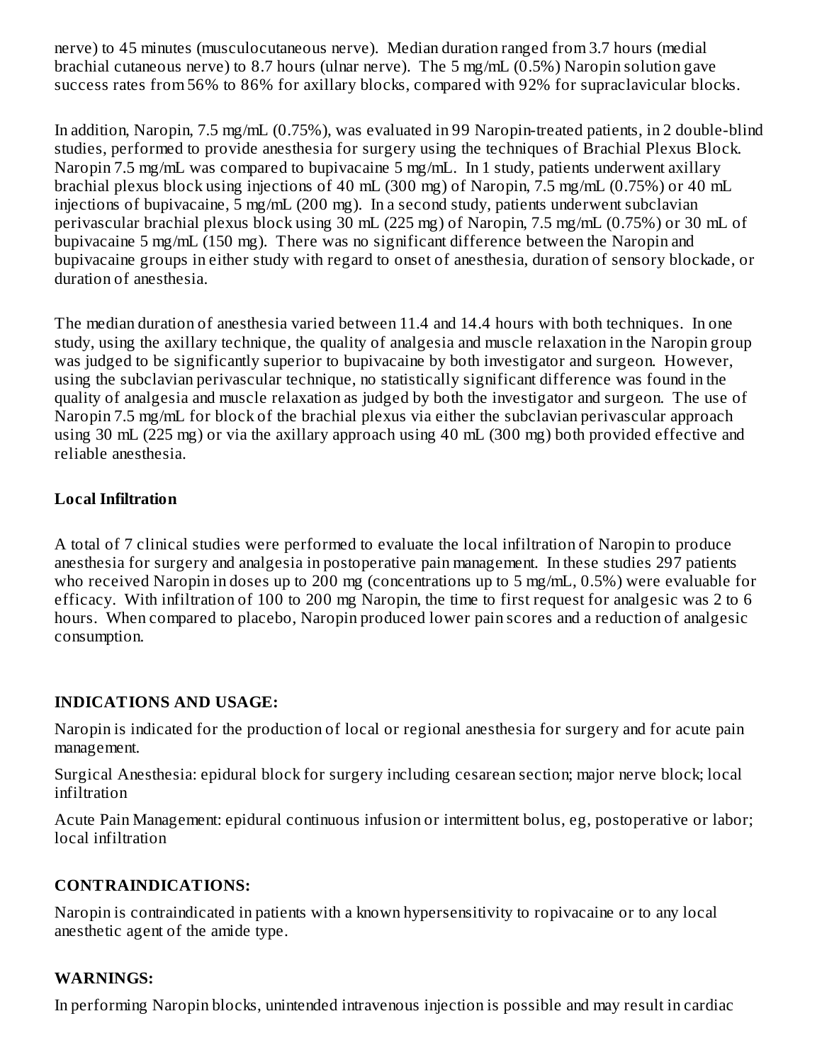nerve) to 45 minutes (musculocutaneous nerve). Median duration ranged from 3.7 hours (medial brachial cutaneous nerve) to 8.7 hours (ulnar nerve). The 5 mg/mL (0.5%) Naropin solution gave success rates from 56% to 86% for axillary blocks, compared with 92% for supraclavicular blocks.

In addition, Naropin, 7.5 mg/mL (0.75%), was evaluated in 99 Naropin-treated patients, in 2 double-blind studies, performed to provide anesthesia for surgery using the techniques of Brachial Plexus Block. Naropin 7.5 mg/mL was compared to bupivacaine 5 mg/mL. In 1 study, patients underwent axillary brachial plexus block using injections of 40 mL (300 mg) of Naropin, 7.5 mg/mL (0.75%) or 40 mL injections of bupivacaine, 5 mg/mL (200 mg). In a second study, patients underwent subclavian perivascular brachial plexus block using 30 mL (225 mg) of Naropin, 7.5 mg/mL (0.75%) or 30 mL of bupivacaine 5 mg/mL (150 mg). There was no significant difference between the Naropin and bupivacaine groups in either study with regard to onset of anesthesia, duration of sensory blockade, or duration of anesthesia.

The median duration of anesthesia varied between 11.4 and 14.4 hours with both techniques. In one study, using the axillary technique, the quality of analgesia and muscle relaxation in the Naropin group was judged to be significantly superior to bupivacaine by both investigator and surgeon. However, using the subclavian perivascular technique, no statistically significant difference was found in the quality of analgesia and muscle relaxation as judged by both the investigator and surgeon. The use of Naropin 7.5 mg/mL for block of the brachial plexus via either the subclavian perivascular approach using 30 mL (225 mg) or via the axillary approach using 40 mL (300 mg) both provided effective and reliable anesthesia.

**Local Infiltration**

A total of 7 clinical studies were performed to evaluate the local infiltration of Naropin to produce anesthesia for surgery and analgesia in postoperative pain management. In these studies 297 patients who received Naropin in doses up to 200 mg (concentrations up to 5 mg/mL, 0.5%) were evaluable for efficacy. With infiltration of 100 to 200 mg Naropin, the time to first request for analgesic was 2 to 6 hours. When compared to placebo, Naropin produced lower pain scores and a reduction of analgesic consumption.

## INDICATIONS AND USAGE:

Naropin is indicated for the production of local or regional anesthesia for surgery and for acute pain management.

Surgical Anesthesia: epidural block for surgery including cesarean section; major nerve block; local infiltration

Acute Pain Management: epidural continuous infusion or intermittent bolus, eg, postoperative or labor; local infiltration

## CONTRAINDICATIONS:

Naropin is contraindicated in patients with a known hypersensitivity to ropivacaine or to any local anesthetic agent of the amide type.

## WARNINGS:

In performing Naropin blocks, unintended intravenous injection is possible and may result in cardiac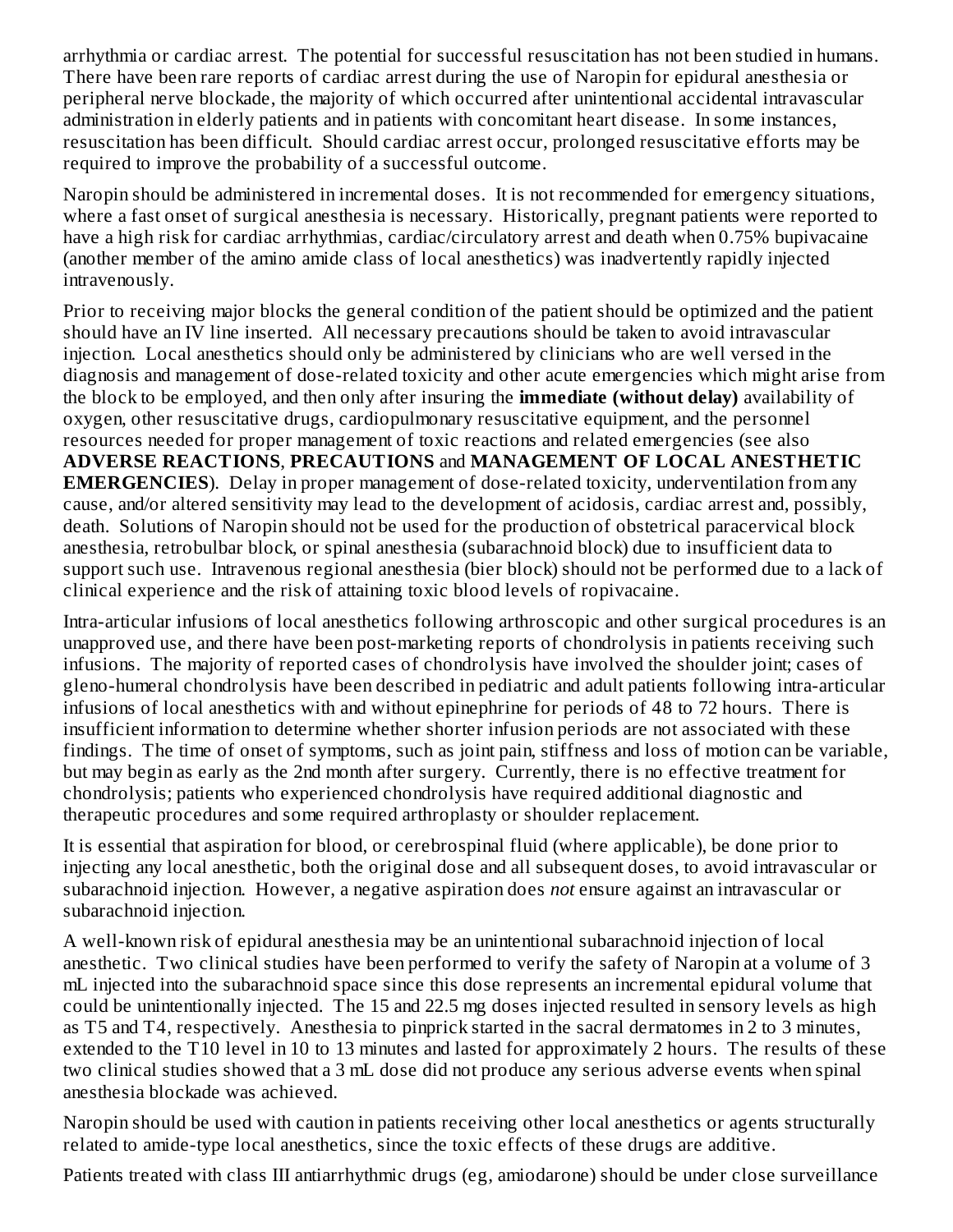arrhythmia or cardiac arrest. The potential for successful resuscitation has not been studied in humans. There have been rare reports of cardiac arrest during the use of Naropin for epidural anesthesia or peripheral nerve blockade, the majority of which occurred after unintentional accidental intravascular administration in elderly patients and in patients with concomitant heart disease. In some instances, resuscitation has been difficult. Should cardiac arrest occur, prolonged resuscitative efforts may be required to improve the probability of a successful outcome.

Naropin should be administered in incremental doses. It is not recommended for emergency situations, where a fast onset of surgical anesthesia is necessary. Historically, pregnant patients were reported to have a high risk for cardiac arrhythmias, cardiac/circulatory arrest and death when 0.75% bupivacaine (another member of the amino amide class of local anesthetics) was inadvertently rapidly injected intravenously.

Prior to receiving major blocks the general condition of the patient should be optimized and the patient should have an IV line inserted. All necessary precautions should be taken to avoid intravascular injection. Local anesthetics should only be administered by clinicians who are well versed in the diagnosis and management of dose-related toxicity and other acute emergencies which might arise from the block to be employed, and then only after insuring the **immediate (without delay)** availability of oxygen, other resuscitative drugs, cardiopulmonary resuscitative equipment, and the personnel resources needed for proper management of toxic reactions and related emergencies (see also **ADVERSE REACTIONS**, **PRECAUTIONS** and **MANAGEMENT OF LOCAL ANESTHETIC EMERGENCIES**). Delay in proper management of dose-related toxicity, underventilation from any cause, and/or altered sensitivity may lead to the development of acidosis, cardiac arrest and, possibly, death. Solutions of Naropin should not be used for the production of obstetrical paracervical block anesthesia, retrobulbar block, or spinal anesthesia (subarachnoid block) due to insufficient data to support such use. Intravenous regional anesthesia (bier block) should not be performed due to a lack of clinical experience and the risk of attaining toxic blood levels of ropivacaine.

Intra-articular infusions of local anesthetics following arthroscopic and other surgical procedures is an unapproved use, and there have been post-marketing reports of chondrolysis in patients receiving such infusions. The majority of reported cases of chondrolysis have involved the shoulder joint; cases of gleno-humeral chondrolysis have been described in pediatric and adult patients following intra-articular infusions of local anesthetics with and without epinephrine for periods of 48 to 72 hours. There is insufficient information to determine whether shorter infusion periods are not associated with these findings. The time of onset of symptoms, such as joint pain, stiffness and loss of motion can be variable, but may begin as early as the 2nd month after surgery. Currently, there is no effective treatment for chondrolysis; patients who experienced chondrolysis have required additional diagnostic and therapeutic procedures and some required arthroplasty or shoulder replacement.

It is essential that aspiration for blood, or cerebrospinal fluid (where applicable), be done prior to injecting any local anesthetic, both the original dose and all subsequent doses, to avoid intravascular or subarachnoid injection. However, a negative aspiration does *not* ensure against an intravascular or subarachnoid injection.

A well-known risk of epidural anesthesia may be an unintentional subarachnoid injection of local anesthetic. Two clinical studies have been performed to verify the safety of Naropin at a volume of 3 mL injected into the subarachnoid space since this dose represents an incremental epidural volume that could be unintentionally injected. The 15 and 22.5 mg doses injected resulted in sensory levels as high as T5 and T4, respectively. Anesthesia to pinprick started in the sacral dermatomes in 2 to 3 minutes, extended to the T10 level in 10 to 13 minutes and lasted for approximately 2 hours. The results of these two clinical studies showed that a 3 mL dose did not produce any serious adverse events when spinal anesthesia blockade was achieved.

Naropin should be used with caution in patients receiving other local anesthetics or agents structurally related to amide-type local anesthetics, since the toxic effects of these drugs are additive.

Patients treated with class III antiarrhythmic drugs (eg, amiodarone) should be under close surveillance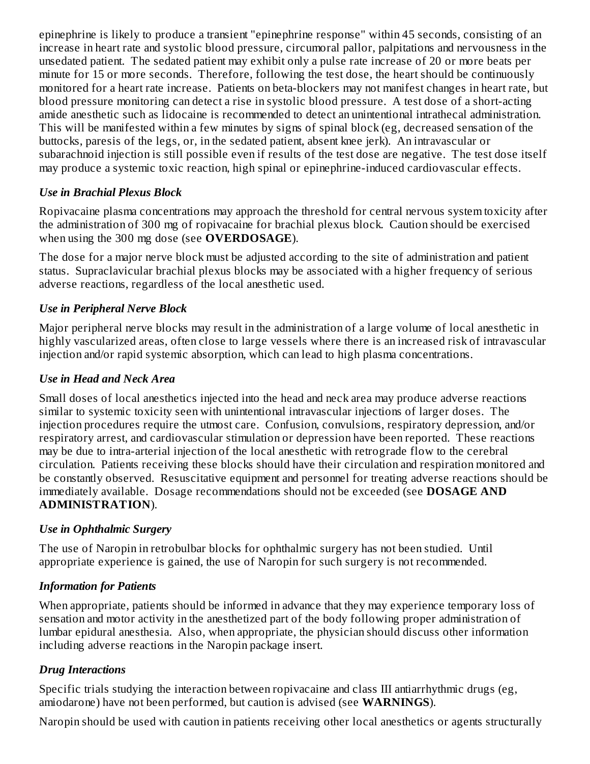epinephrine is likely to produce a transient "epinephrine response" within 45 seconds, consisting of an increase in heart rate and systolic blood pressure, circumoral pallor, palpitations and nervousness in the unsedated patient. The sedated patient may exhibit only a pulse rate increase of 20 or more beats per minute for 15 or more seconds. Therefore, following the test dose, the heart should be continuously monitored for a heart rate increase. Patients on beta-blockers may not manifest changes in heart rate, but blood pressure monitoring can detect a rise in systolic blood pressure. A test dose of a short-acting amide anesthetic such as lidocaine is recommended to detect an unintentional intrathecal administration. This will be manifested within a few minutes by signs of spinal block (eg, decreased sensation of the buttocks, paresis of the legs, or, in the sedated patient, absent knee jerk). An intravascular or subarachnoid injection is still possible even if results of the test dose are negative. The test dose itself may produce a systemic toxic reaction, high spinal or epinephrine-induced cardiovascular effects.

### *Use in Brachial Plexus Block*

Ropivacaine plasma concentrations may approach the threshold for central nervous system toxicity after the administration of 300 mg of ropivacaine for brachial plexus block. Caution should be exercised when using the 300 mg dose (see **OVERDOSAGE**).

The dose for a major nerve block must be adjusted according to the site of administration and patient status. Supraclavicular brachial plexus blocks may be associated with a higher frequency of serious adverse reactions, regardless of the local anesthetic used.

### *Use in Peripheral Nerve Block*

Major peripheral nerve blocks may result in the administration of a large volume of local anesthetic in highly vascularized areas, often close to large vessels where there is an increased risk of intravascular injection and/or rapid systemic absorption, which can lead to high plasma concentrations.

### *Use in Head and Neck Area*

Small doses of local anesthetics injected into the head and neck area may produce adverse reactions similar to systemic toxicity seen with unintentional intravascular injections of larger doses. The injection procedures require the utmost care. Confusion, convulsions, respiratory depression, and/or respiratory arrest, and cardiovascular stimulation or depression have been reported. These reactions may be due to intra-arterial injection of the local anesthetic with retrograde flow to the cerebral circulation. Patients receiving these blocks should have their circulation and respiration monitored and be constantly observed. Resuscitative equipment and personnel for treating adverse reactions should be immediately available. Dosage recommendations should not be exceeded (see **DOSAGE AND ADMINISTRATION**).

### *Use in Ophthalmic Surgery*

The use of Naropin in retrobulbar blocks for ophthalmic surgery has not been studied. Until appropriate experience is gained, the use of Naropin for such surgery is not recommended.

### *Information for Patients*

When appropriate, patients should be informed in advance that they may experience temporary loss of sensation and motor activity in the anesthetized part of the body following proper administration of lumbar epidural anesthesia. Also, when appropriate, the physician should discuss other information including adverse reactions in the Naropin package insert.

### *Drug Interactions*

Specific trials studying the interaction between ropivacaine and class III antiarrhythmic drugs (eg, amiodarone) have not been performed, but caution is advised (see **WARNINGS**).

Naropin should be used with caution in patients receiving other local anesthetics or agents structurally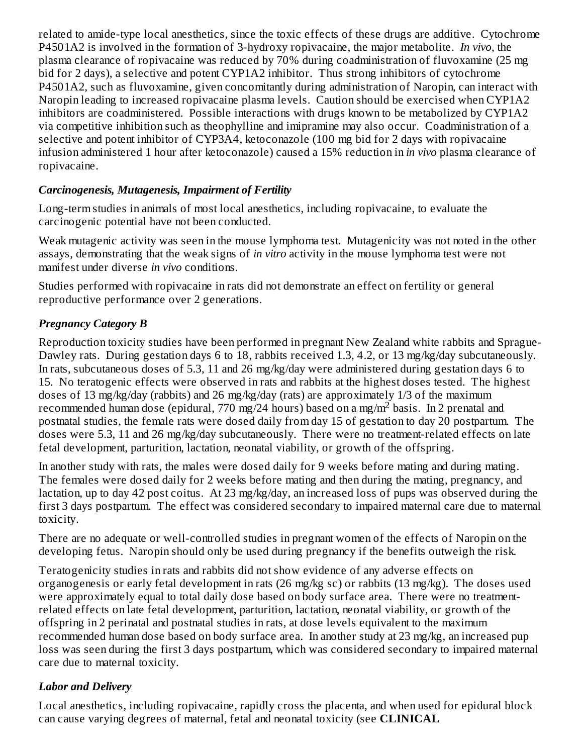related to amide-type local anesthetics, since the toxic effects of these drugs are additive. Cytochrome P4501A2 is involved in the formation of 3-hydroxy ropivacaine, the major metabolite. *In vivo*, the plasma clearance of ropivacaine was reduced by 70% during coadministration of fluvoxamine (25 mg bid for 2 days), a selective and potent CYP1A2 inhibitor. Thus strong inhibitors of cytochrome P4501A2, such as fluvoxamine, given concomitantly during administration of Naropin, can interact with Naropin leading to increased ropivacaine plasma levels. Caution should be exercised when CYP1A2 inhibitors are coadministered. Possible interactions with drugs known to be metabolized by CYP1A2 via competitive inhibition such as theophylline and imipramine may also occur. Coadministration of a selective and potent inhibitor of CYP3A4, ketoconazole (100 mg bid for 2 days with ropivacaine infusion administered 1 hour after ketoconazole) caused a 15% reduction in *in vivo* plasma clearance of ropivacaine.

### *Carcinogenesis, Mutagenesis, Impairment of Fertility*

Long-term studies in animals of most local anesthetics, including ropivacaine, to evaluate the carcinogenic potential have not been conducted.

Weak mutagenic activity was seen in the mouse lymphoma test. Mutagenicity was not noted in the other assays, demonstrating that the weak signs of *in vitro* activity in the mouse lymphoma test were not manifest under diverse *in vivo* conditions.

Studies performed with ropivacaine in rats did not demonstrate an effect on fertility or general reproductive performance over 2 generations.

### *Pregnancy Category B*

Reproduction toxicity studies have been performed in pregnant New Zealand white rabbits and Sprague-Dawley rats. During gestation days 6 to 18, rabbits received 1.3, 4.2, or 13 mg/kg/day subcutaneously. In rats, subcutaneous doses of 5.3, 11 and 26 mg/kg/day were administered during gestation days 6 to 15. No teratogenic effects were observed in rats and rabbits at the highest doses tested. The highest doses of 13 mg/kg/day (rabbits) and 26 mg/kg/day (rats) are approximately 1/3 of the maximum recommended human dose (epidural, 770 mg/24 hours) based on a mg/m$^2$ basis. In 2 prenatal and postnatal studies, the female rats were dosed daily from day 15 of gestation to day 20 postpartum. The doses were 5.3, 11 and 26 mg/kg/day subcutaneously. There were no treatment-related effects on late fetal development, parturition, lactation, neonatal viability, or growth of the offspring.

In another study with rats, the males were dosed daily for 9 weeks before mating and during mating. The females were dosed daily for 2 weeks before mating and then during the mating, pregnancy, and lactation, up to day 42 post coitus. At 23 mg/kg/day, an increased loss of pups was observed during the first 3 days postpartum. The effect was considered secondary to impaired maternal care due to maternal toxicity.

There are no adequate or well-controlled studies in pregnant women of the effects of Naropin on the developing fetus. Naropin should only be used during pregnancy if the benefits outweigh the risk.

Teratogenicity studies in rats and rabbits did not show evidence of any adverse effects on organogenesis or early fetal development in rats (26 mg/kg sc) or rabbits (13 mg/kg). The doses used were approximately equal to total daily dose based on body surface area. There were no treatment-related effects on late fetal development, parturition, lactation, neonatal viability, or growth of the offspring in 2 perinatal and postnatal studies in rats, at dose levels equivalent to the maximum recommended human dose based on body surface area. In another study at 23 mg/kg, an increased pup loss was seen during the first 3 days postpartum, which was considered secondary to impaired maternal care due to maternal toxicity.

### *Labor and Delivery*

Local anesthetics, including ropivacaine, rapidly cross the placenta, and when used for epidural block can cause varying degrees of maternal, fetal and neonatal toxicity (see **CLINICAL**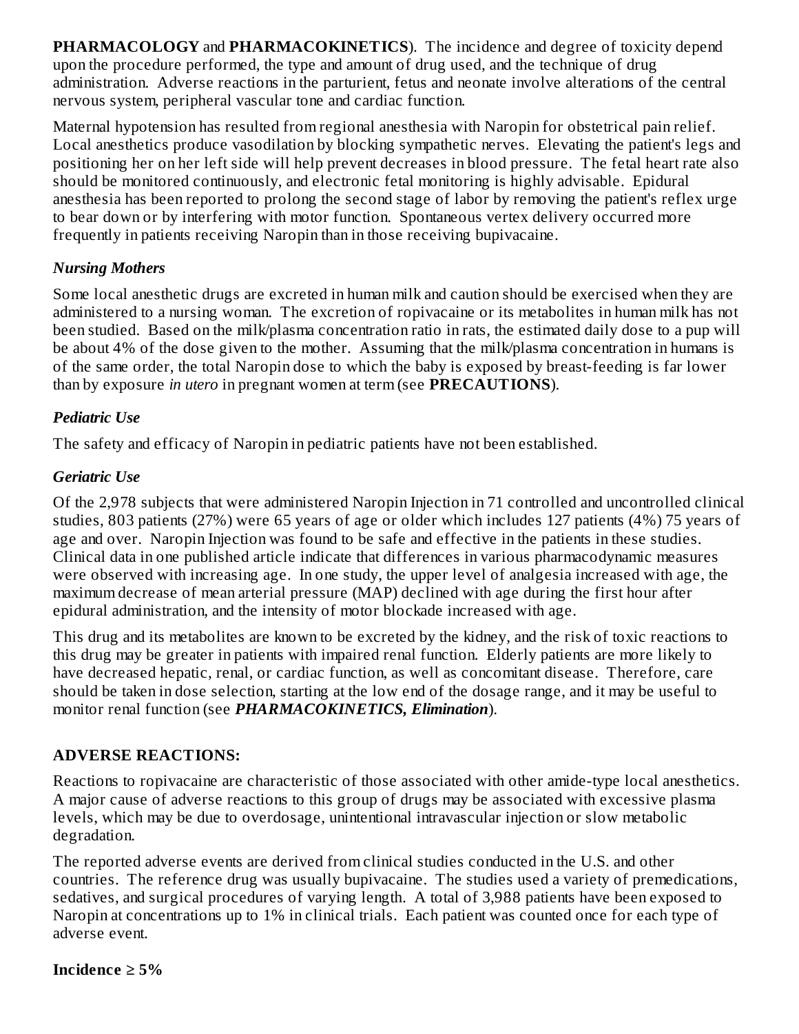**PHARMACOLOGY** and **PHARMACOKINETICS**). The incidence and degree of toxicity depend upon the procedure performed, the type and amount of drug used, and the technique of drug administration. Adverse reactions in the parturient, fetus and neonate involve alterations of the central nervous system, peripheral vascular tone and cardiac function.

Maternal hypotension has resulted from regional anesthesia with Naropin for obstetrical pain relief. Local anesthetics produce vasodilation by blocking sympathetic nerves. Elevating the patient's legs and positioning her on her left side will help prevent decreases in blood pressure. The fetal heart rate also should be monitored continuously, and electronic fetal monitoring is highly advisable. Epidural anesthesia has been reported to prolong the second stage of labor by removing the patient's reflex urge to bear down or by interfering with motor function. Spontaneous vertex delivery occurred more frequently in patients receiving Naropin than in those receiving bupivacaine.

### *Nursing Mothers*

Some local anesthetic drugs are excreted in human milk and caution should be exercised when they are administered to a nursing woman. The excretion of ropivacaine or its metabolites in human milk has not been studied. Based on the milk/plasma concentration ratio in rats, the estimated daily dose to a pup will be about 4% of the dose given to the mother. Assuming that the milk/plasma concentration in humans is of the same order, the total Naropin dose to which the baby is exposed by breast-feeding is far lower than by exposure *in utero* in pregnant women at term (see **PRECAUTIONS**).

### *Pediatric Use*

The safety and efficacy of Naropin in pediatric patients have not been established.

### *Geriatric Use*

Of the 2,978 subjects that were administered Naropin Injection in 71 controlled and uncontrolled clinical studies, 803 patients (27%) were 65 years of age or older which includes 127 patients (4%) 75 years of age and over. Naropin Injection was found to be safe and effective in the patients in these studies. Clinical data in one published article indicate that differences in various pharmacodynamic measures were observed with increasing age. In one study, the upper level of analgesia increased with age, the maximum decrease of mean arterial pressure (MAP) declined with age during the first hour after epidural administration, and the intensity of motor blockade increased with age.

This drug and its metabolites are known to be excreted by the kidney, and the risk of toxic reactions to this drug may be greater in patients with impaired renal function. Elderly patients are more likely to have decreased hepatic, renal, or cardiac function, as well as concomitant disease. Therefore, care should be taken in dose selection, starting at the low end of the dosage range, and it may be useful to monitor renal function (see ***PHARMACOKINETICS, Elimination***).

## ADVERSE REACTIONS:

Reactions to ropivacaine are characteristic of those associated with other amide-type local anesthetics. A major cause of adverse reactions to this group of drugs may be associated with excessive plasma levels, which may be due to overdosage, unintentional intravascular injection or slow metabolic degradation.

The reported adverse events are derived from clinical studies conducted in the U.S. and other countries. The reference drug was usually bupivacaine. The studies used a variety of premedications, sedatives, and surgical procedures of varying length. A total of 3,988 patients have been exposed to Naropin at concentrations up to 1% in clinical trials. Each patient was counted once for each type of adverse event.

**Incidence ≥ 5%**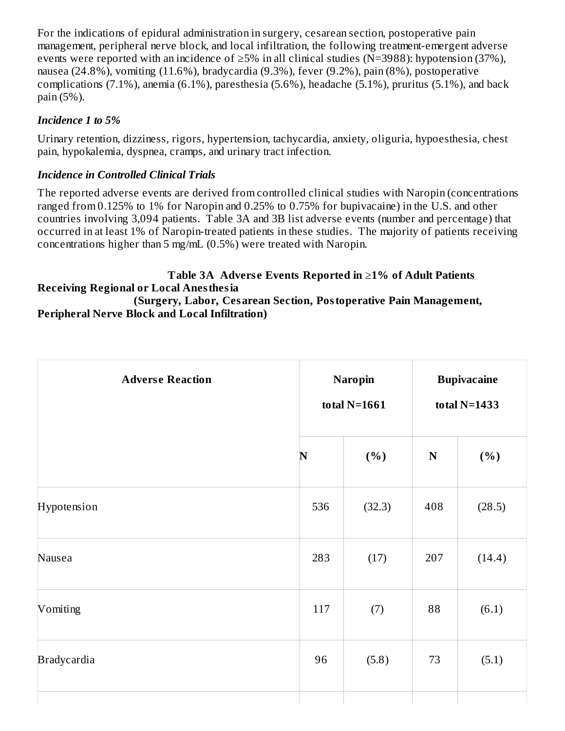For the indications of epidural administration in surgery, cesarean section, postoperative pain management, peripheral nerve block, and local infiltration, the following treatment-emergent adverse events were reported with an incidence of ≥5% in all clinical studies (N=3988): hypotension (37%), nausea (24.8%), vomiting (11.6%), bradycardia (9.3%), fever (9.2%), pain (8%), postoperative complications (7.1%), anemia (6.1%), paresthesia (5.6%), headache (5.1%), pruritus (5.1%), and back pain (5%).

### *Incidence 1 to 5%*

Urinary retention, dizziness, rigors, hypertension, tachycardia, anxiety, oliguria, hypoesthesia, chest pain, hypokalemia, dyspnea, cramps, and urinary tract infection.

### *Incidence in Controlled Clinical Trials*

The reported adverse events are derived from controlled clinical studies with Naropin (concentrations ranged from 0.125% to 1% for Naropin and 0.25% to 0.75% for bupivacaine) in the U.S. and other countries involving 3,094 patients. Table 3A and 3B list adverse events (number and percentage) that occurred in at least 1% of Naropin-treated patients in these studies. The majority of patients receiving concentrations higher than 5 mg/mL (0.5%) were treated with Naropin.

**Table 3A Adverse Events Reported in ≥1% of Adult Patients Receiving Regional or Local Anesthesia (Surgery, Labor, Cesarean Section, Postoperative Pain Management, Peripheral Nerve Block and Local Infiltration)**

| Adverse Reaction | Naropin total N=1661 | | Bupivacaine total N=1433 | |
|---|---|---|---|---|
| | N | (%) | N | (%) |
| Hypotension | 536 | (32.3) | 408 | (28.5) |
| Nausea | 283 | (17) | 207 | (14.4) |
| Vomiting | 117 | (7) | 88 | (6.1) |
| Bradycardia | 96 | (5.8) | 73 | (5.1) |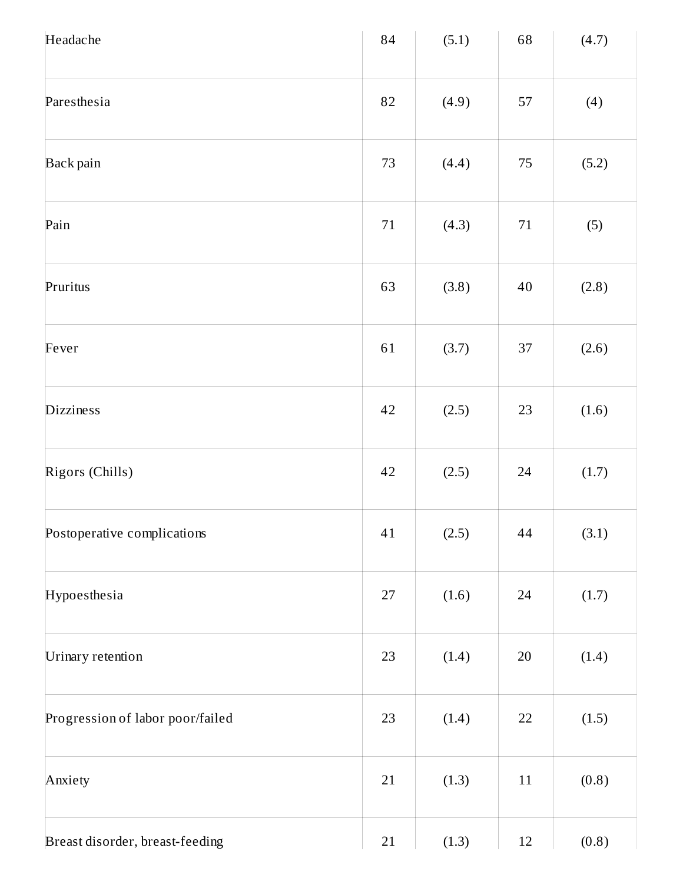| | | | | |
|---|---|---|---|---|
| Headache | 84 | (5.1) | 68 | (4.7) |
| Paresthesia | 82 | (4.9) | 57 | (4) |
| Back pain | 73 | (4.4) | 75 | (5.2) |
| Pain | 71 | (4.3) | 71 | (5) |
| Pruritus | 63 | (3.8) | 40 | (2.8) |
| Fever | 61 | (3.7) | 37 | (2.6) |
| Dizziness | 42 | (2.5) | 23 | (1.6) |
| Rigors (Chills) | 42 | (2.5) | 24 | (1.7) |
| Postoperative complications | 41 | (2.5) | 44 | (3.1) |
| Hypoesthesia | 27 | (1.6) | 24 | (1.7) |
| Urinary retention | 23 | (1.4) | 20 | (1.4) |
| Progression of labor poor/failed | 23 | (1.4) | 22 | (1.5) |
| Anxiety | 21 | (1.3) | 11 | (0.8) |
| Breast disorder, breast-feeding | 21 | (1.3) | 12 | (0.8) |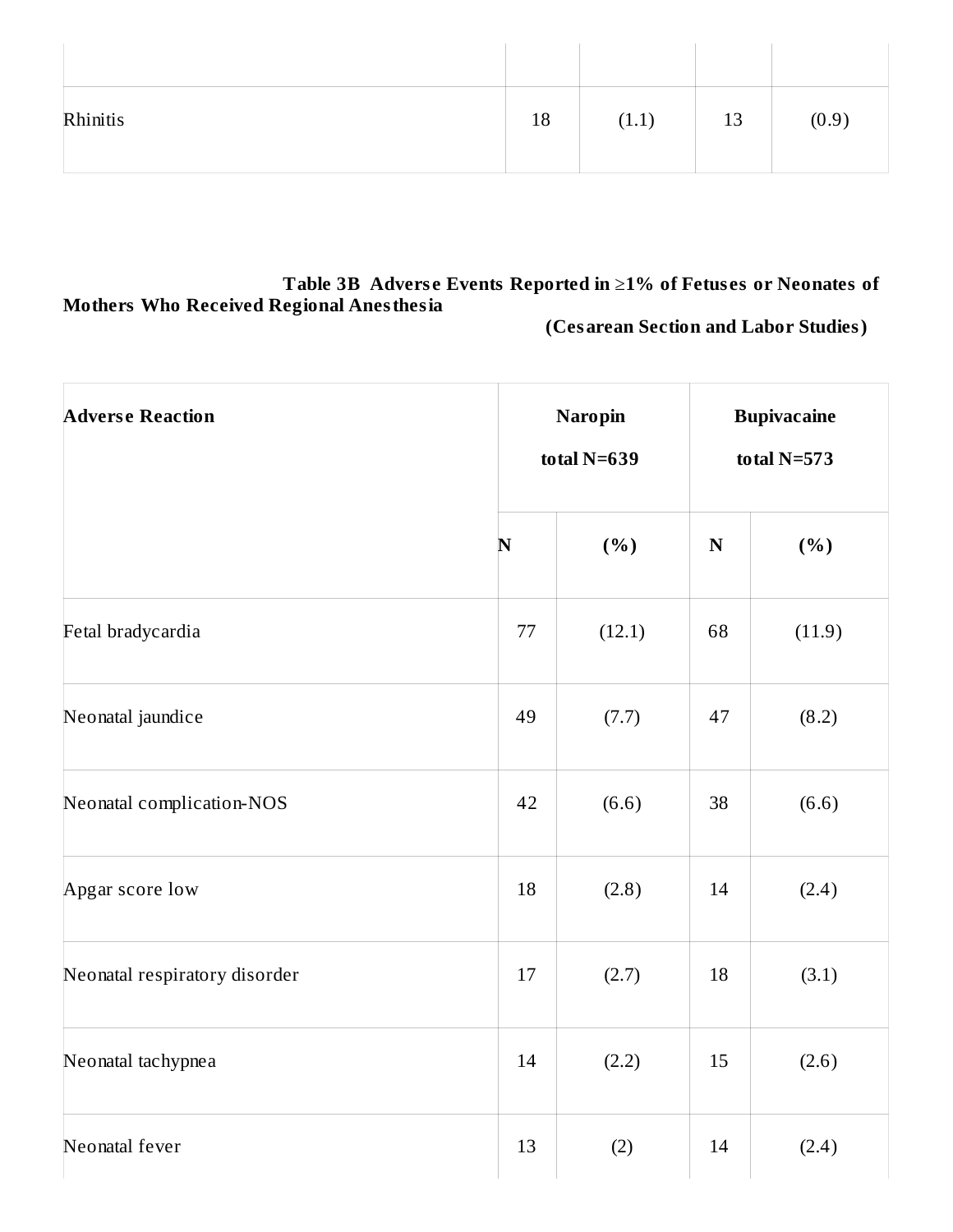| | | | | |
|---|---|---|---|---|
| Rhinitis | 18 | (1.1) | 13 | (0.9) |

**Table 3B Adverse Events Reported in ≥1% of Fetuses or Neonates of Mothers Who Received Regional Anesthesia (Cesarean Section and Labor Studies)**

| Adverse Reaction | Naropin total N=639 | | Bupivacaine total N=573 | |
|---|---|---|---|---|
| | N | (%) | N | (%) |
| Fetal bradycardia | 77 | (12.1) | 68 | (11.9) |
| Neonatal jaundice | 49 | (7.7) | 47 | (8.2) |
| Neonatal complication-NOS | 42 | (6.6) | 38 | (6.6) |
| Apgar score low | 18 | (2.8) | 14 | (2.4) |
| Neonatal respiratory disorder | 17 | (2.7) | 18 | (3.1) |
| Neonatal tachypnea | 14 | (2.2) | 15 | (2.6) |
| Neonatal fever | 13 | (2) | 14 | (2.4) |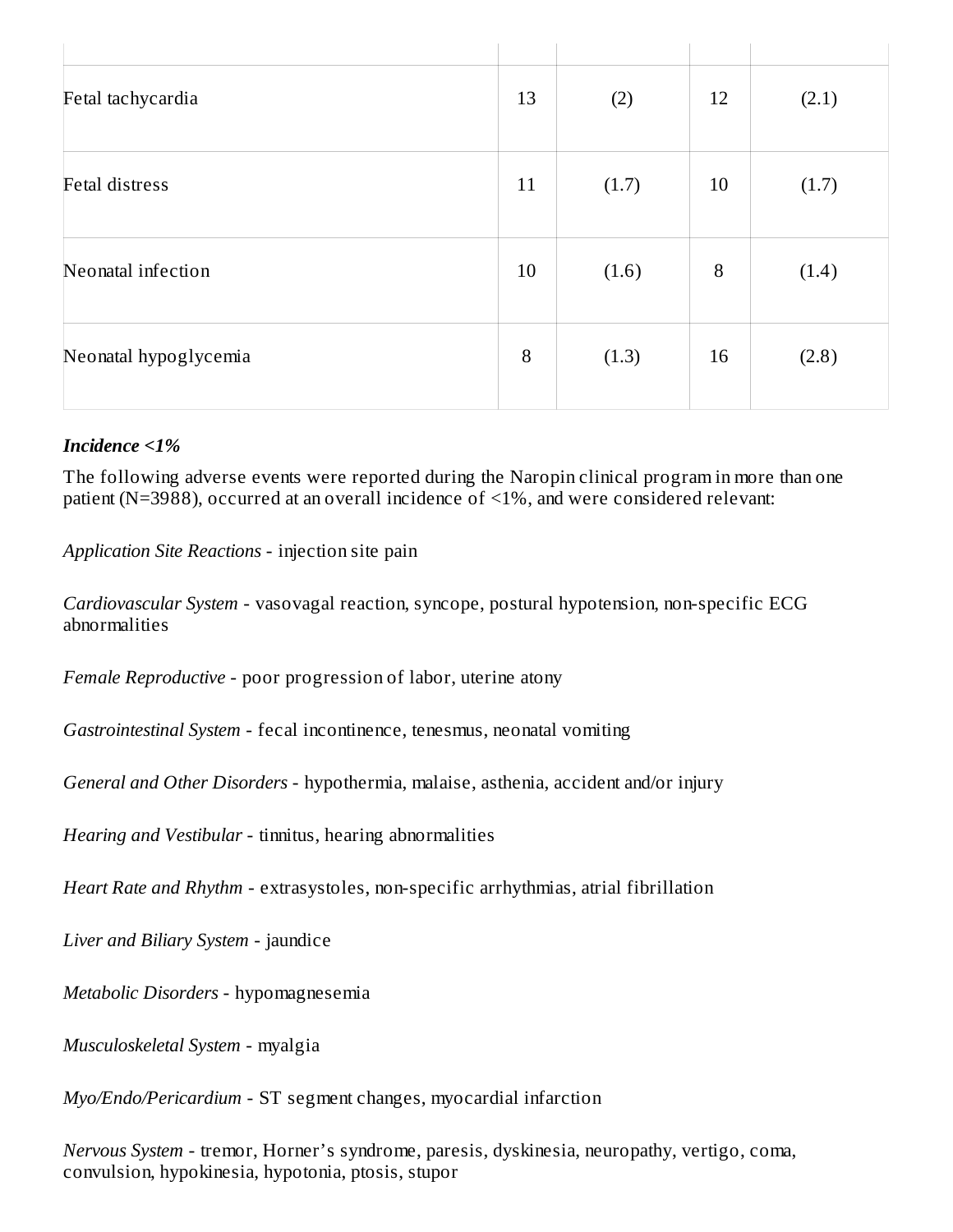| | | | | |
|---|---|---|---|---|
| Fetal tachycardia | 13 | (2) | 12 | (2.1) |
| Fetal distress | 11 | (1.7) | 10 | (1.7) |
| Neonatal infection | 10 | (1.6) | 8 | (1.4) |
| Neonatal hypoglycemia | 8 | (1.3) | 16 | (2.8) |

***Incidence <1%***

The following adverse events were reported during the Naropin clinical program in more than one patient (N=3988), occurred at an overall incidence of <1%, and were considered relevant:

*Application Site Reactions* - injection site pain

*Cardiovascular System* - vasovagal reaction, syncope, postural hypotension, non-specific ECG abnormalities

*Female Reproductive* - poor progression of labor, uterine atony

*Gastrointestinal System* - fecal incontinence, tenesmus, neonatal vomiting

*General and Other Disorders* - hypothermia, malaise, asthenia, accident and/or injury

*Hearing and Vestibular* - tinnitus, hearing abnormalities

*Heart Rate and Rhythm* - extrasystoles, non-specific arrhythmias, atrial fibrillation

*Liver and Biliary System* - jaundice

*Metabolic Disorders* - hypomagnesemia

*Musculoskeletal System* - myalgia

*Myo/Endo/Pericardium* - ST segment changes, myocardial infarction

*Nervous System* - tremor, Horner's syndrome, paresis, dyskinesia, neuropathy, vertigo, coma, convulsion, hypokinesia, hypotonia, ptosis, stupor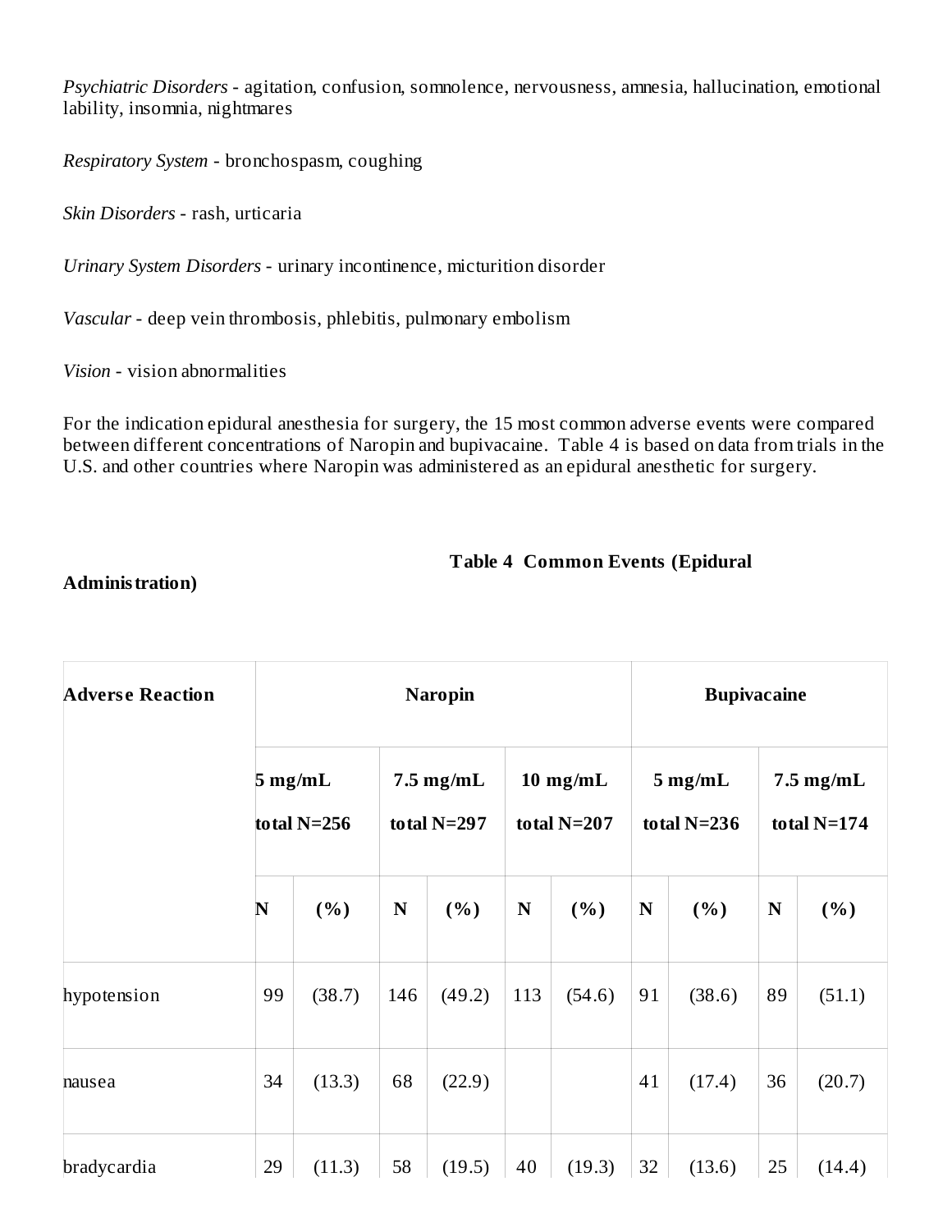*Psychiatric Disorders* - agitation, confusion, somnolence, nervousness, amnesia, hallucination, emotional lability, insomnia, nightmares

*Respiratory System* - bronchospasm, coughing

*Skin Disorders* - rash, urticaria

*Urinary System Disorders* - urinary incontinence, micturition disorder

*Vascular* - deep vein thrombosis, phlebitis, pulmonary embolism

*Vision* - vision abnormalities

For the indication epidural anesthesia for surgery, the 15 most common adverse events were compared between different concentrations of Naropin and bupivacaine. Table 4 is based on data from trials in the U.S. and other countries where Naropin was administered as an epidural anesthetic for surgery.

**Table 4 Common Events (Epidural Administration)**

| Adverse Reaction | Naropin | | | | | | Bupivacaine | | | |
|---|---|---|---|---|---|---|---|---|---|---|
| | 5 mg/mL total N=256 | | 7.5 mg/mL total N=297 | | 10 mg/mL total N=207 | | 5 mg/mL total N=236 | | 7.5 mg/mL total N=174 | |
| | N | (%) | N | (%) | N | (%) | N | (%) | N | (%) |
| hypotension | 99 | (38.7) | 146 | (49.2) | 113 | (54.6) | 91 | (38.6) | 89 | (51.1) |
| nausea | 34 | (13.3) | 68 | (22.9) | | | 41 | (17.4) | 36 | (20.7) |
| bradycardia | 29 | (11.3) | 58 | (19.5) | 40 | (19.3) | 32 | (13.6) | 25 | (14.4) |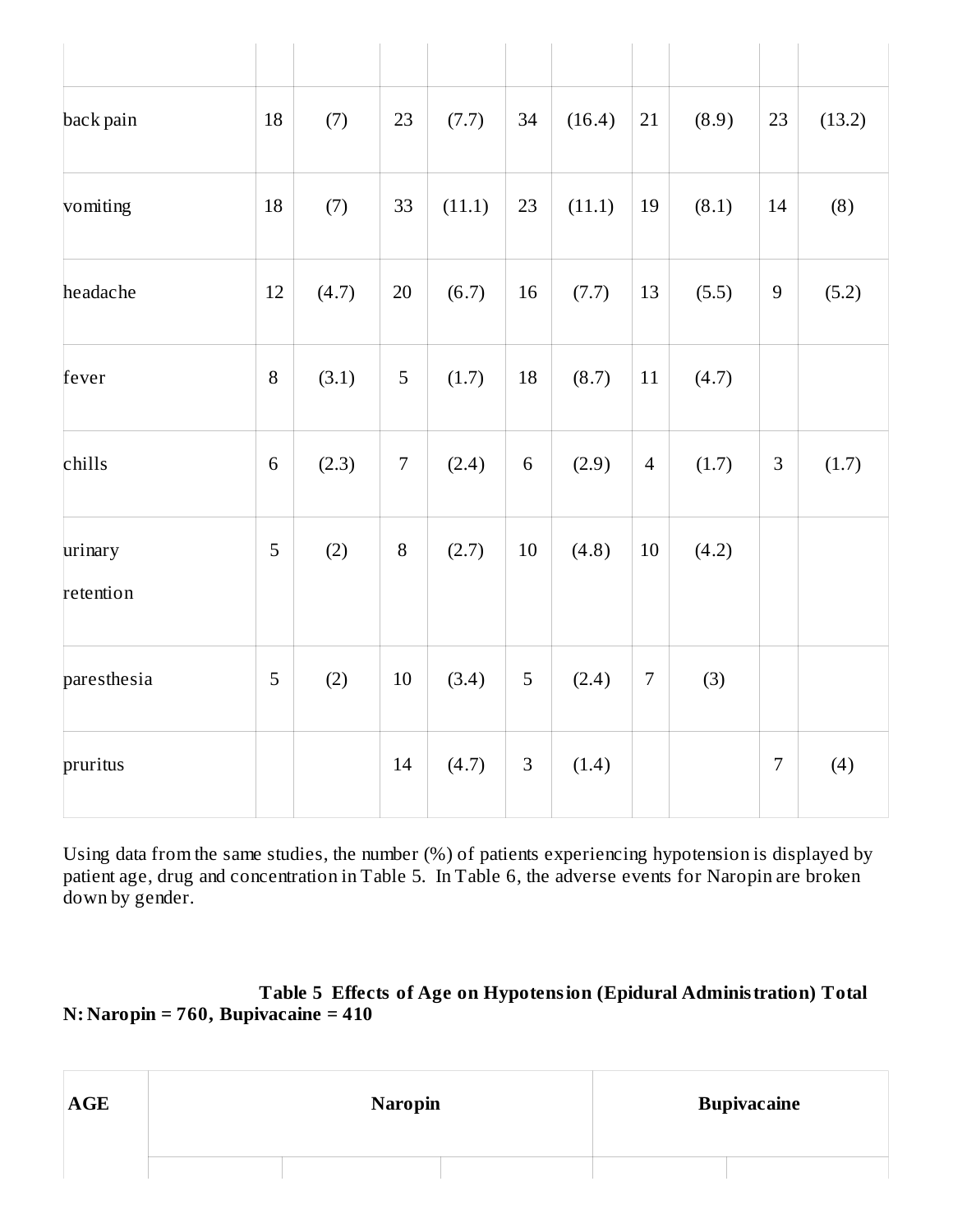| | | | | | | | | | | |
|---|---|---|---|---|---|---|---|---|---|---|
| back pain | 18 | (7) | 23 | (7.7) | 34 | (16.4) | 21 | (8.9) | 23 | (13.2) |
| vomiting | 18 | (7) | 33 | (11.1) | 23 | (11.1) | 19 | (8.1) | 14 | (8) |
| headache | 12 | (4.7) | 20 | (6.7) | 16 | (7.7) | 13 | (5.5) | 9 | (5.2) |
| fever | 8 | (3.1) | 5 | (1.7) | 18 | (8.7) | 11 | (4.7) | | |
| chills | 6 | (2.3) | 7 | (2.4) | 6 | (2.9) | 4 | (1.7) | 3 | (1.7) |
| urinary retention | 5 | (2) | 8 | (2.7) | 10 | (4.8) | 10 | (4.2) | | |
| paresthesia | 5 | (2) | 10 | (3.4) | 5 | (2.4) | 7 | (3) | | |
| pruritus | | | 14 | (4.7) | 3 | (1.4) | | | 7 | (4) |

Using data from the same studies, the number (%) of patients experiencing hypotension is displayed by patient age, drug and concentration in Table 5. In Table 6, the adverse events for Naropin are broken down by gender.

**Table 5 Effects of Age on Hypotension (Epidural Administration) Total N: Naropin = 760, Bupivacaine = 410**

| AGE | Naropin | | | Bupivacaine | |
|---|---|---|---|---|---|
| | | | | | |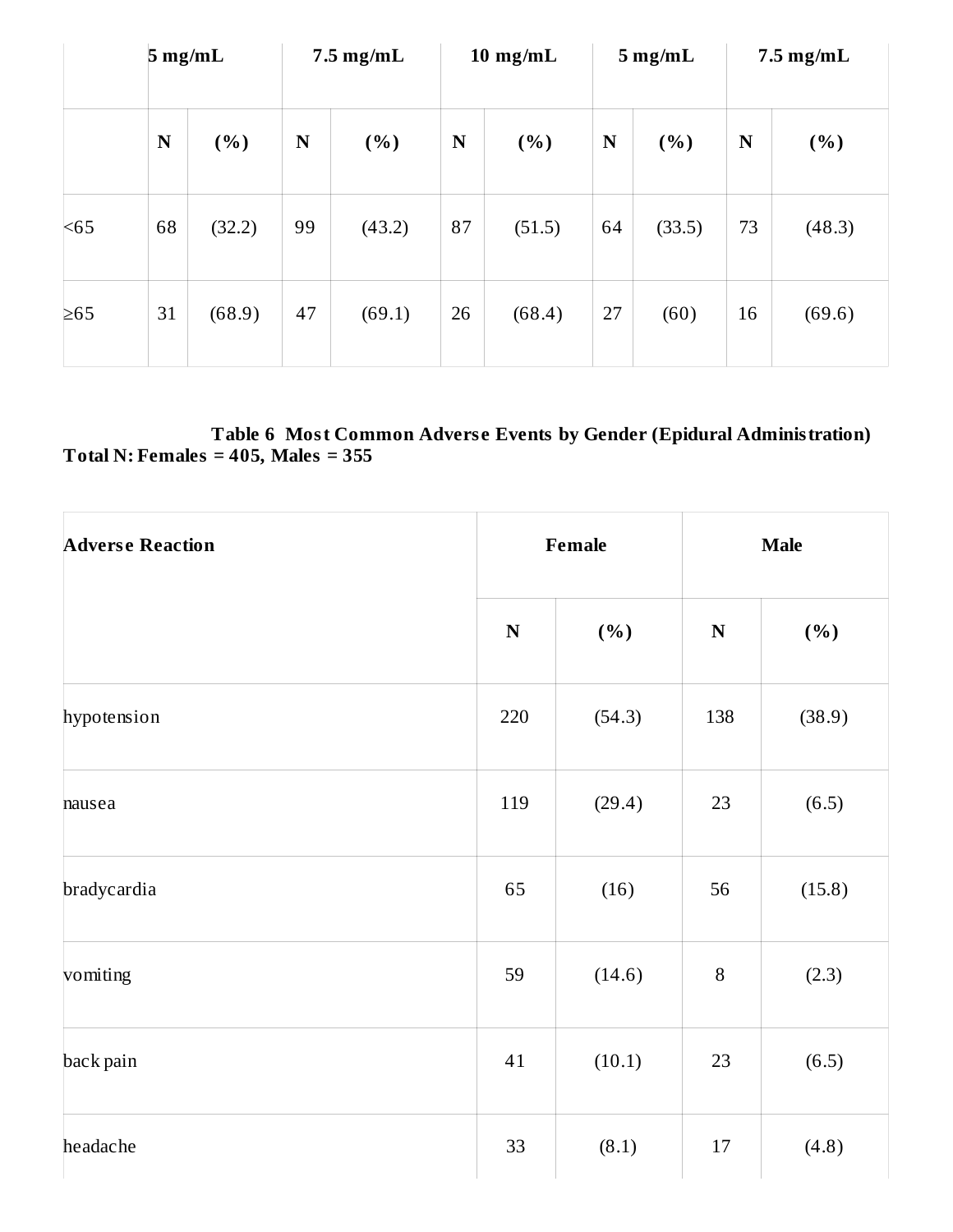| | 5 mg/mL | | 7.5 mg/mL | | 10 mg/mL | | 5 mg/mL | | 7.5 mg/mL | |
|---|---|---|---|---|---|---|---|---|---|---|
| | N | (%) | N | (%) | N | (%) | N | (%) | N | (%) |
| <65 | 68 | (32.2) | 99 | (43.2) | 87 | (51.5) | 64 | (33.5) | 73 | (48.3) |
| ≥65 | 31 | (68.9) | 47 | (69.1) | 26 | (68.4) | 27 | (60) | 16 | (69.6) |

**Table 6 Most Common Adverse Events by Gender (Epidural Administration)**
**Total N: Females = 405, Males = 355**

| Adverse Reaction | Female | | Male | |
|---|---|---|---|---|
| | N | (%) | N | (%) |
| hypotension | 220 | (54.3) | 138 | (38.9) |
| nausea | 119 | (29.4) | 23 | (6.5) |
| bradycardia | 65 | (16) | 56 | (15.8) |
| vomiting | 59 | (14.6) | 8 | (2.3) |
| back pain | 41 | (10.1) | 23 | (6.5) |
| headache | 33 | (8.1) | 17 | (4.8) |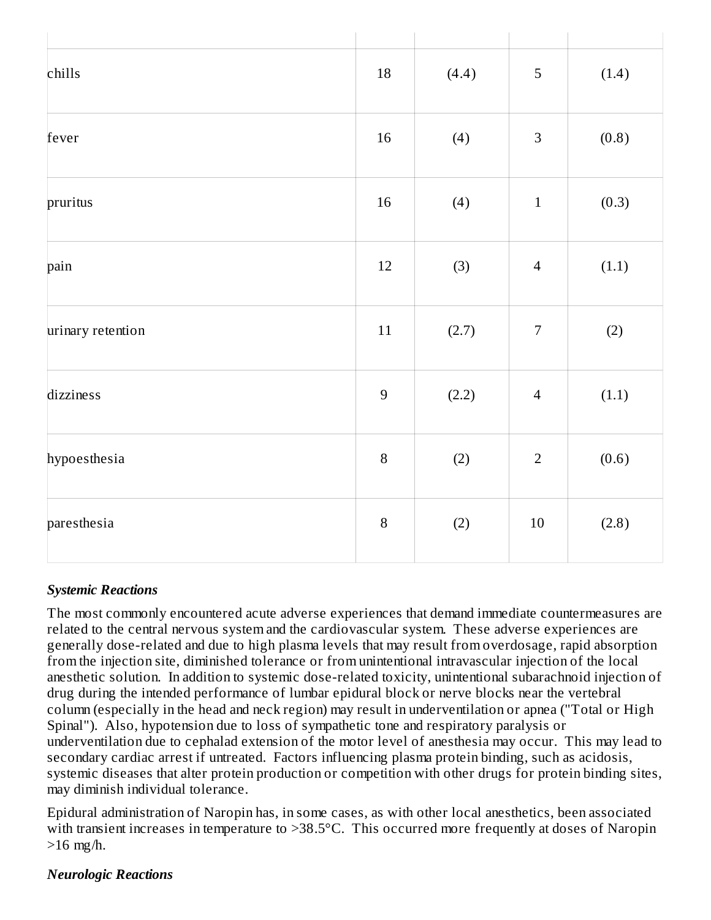| | | | | |
|---|---|---|---|---|
| chills | 18 | (4.4) | 5 | (1.4) |
| fever | 16 | (4) | 3 | (0.8) |
| pruritus | 16 | (4) | 1 | (0.3) |
| pain | 12 | (3) | 4 | (1.1) |
| urinary retention | 11 | (2.7) | 7 | (2) |
| dizziness | 9 | (2.2) | 4 | (1.1) |
| hypoesthesia | 8 | (2) | 2 | (0.6) |
| paresthesia | 8 | (2) | 10 | (2.8) |

***Systemic Reactions***

The most commonly encountered acute adverse experiences that demand immediate countermeasures are related to the central nervous system and the cardiovascular system. These adverse experiences are generally dose-related and due to high plasma levels that may result from overdosage, rapid absorption from the injection site, diminished tolerance or from unintentional intravascular injection of the local anesthetic solution. In addition to systemic dose-related toxicity, unintentional subarachnoid injection of drug during the intended performance of lumbar epidural block or nerve blocks near the vertebral column (especially in the head and neck region) may result in underventilation or apnea ("Total or High Spinal"). Also, hypotension due to loss of sympathetic tone and respiratory paralysis or underventilation due to cephalad extension of the motor level of anesthesia may occur. This may lead to secondary cardiac arrest if untreated. Factors influencing plasma protein binding, such as acidosis, systemic diseases that alter protein production or competition with other drugs for protein binding sites, may diminish individual tolerance.

Epidural administration of Naropin has, in some cases, as with other local anesthetics, been associated with transient increases in temperature to >38.5°C. This occurred more frequently at doses of Naropin >16 mg/h.

***Neurologic Reactions***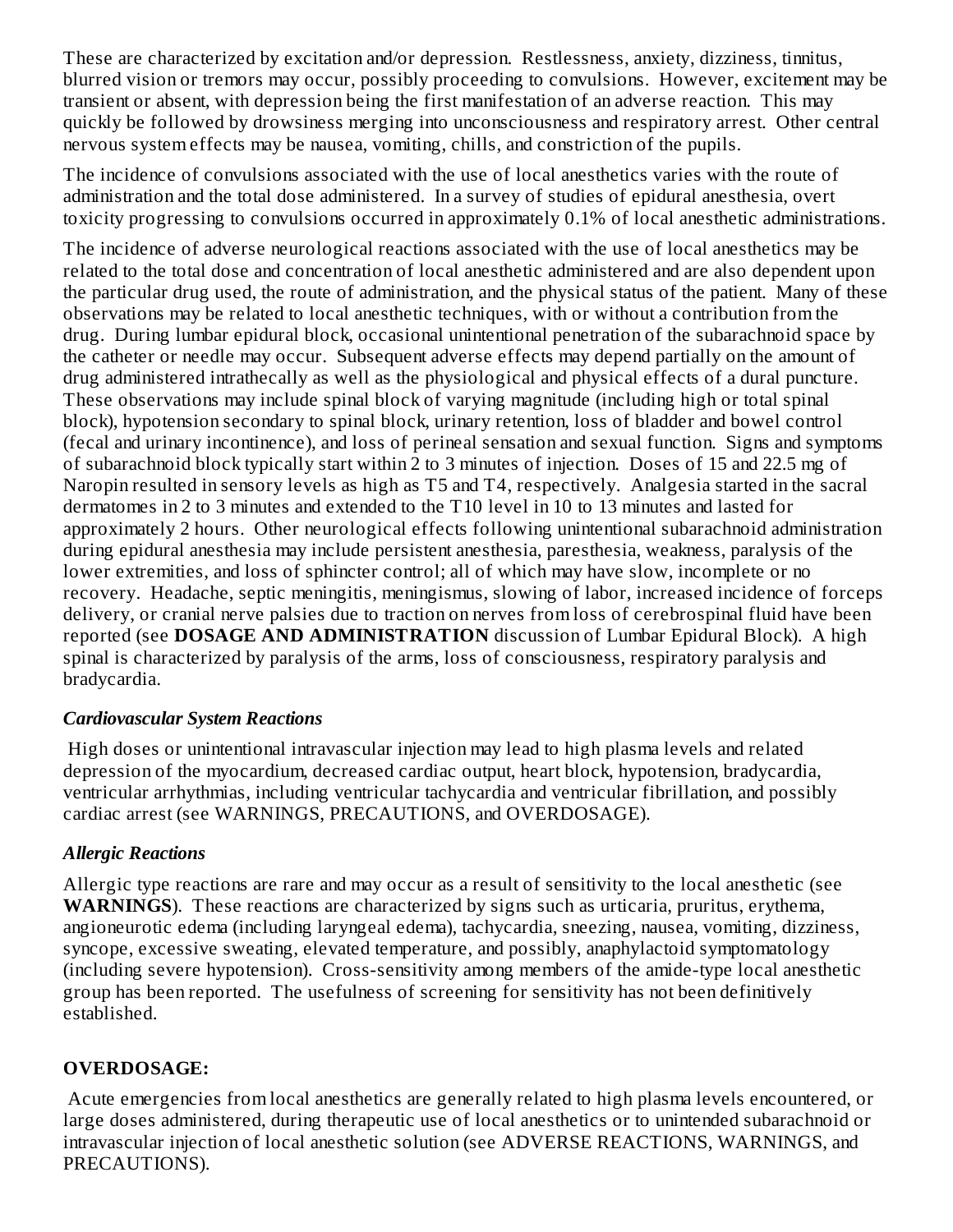These are characterized by excitation and/or depression. Restlessness, anxiety, dizziness, tinnitus, blurred vision or tremors may occur, possibly proceeding to convulsions. However, excitement may be transient or absent, with depression being the first manifestation of an adverse reaction. This may quickly be followed by drowsiness merging into unconsciousness and respiratory arrest. Other central nervous system effects may be nausea, vomiting, chills, and constriction of the pupils.

The incidence of convulsions associated with the use of local anesthetics varies with the route of administration and the total dose administered. In a survey of studies of epidural anesthesia, overt toxicity progressing to convulsions occurred in approximately 0.1% of local anesthetic administrations.

The incidence of adverse neurological reactions associated with the use of local anesthetics may be related to the total dose and concentration of local anesthetic administered and are also dependent upon the particular drug used, the route of administration, and the physical status of the patient. Many of these observations may be related to local anesthetic techniques, with or without a contribution from the drug. During lumbar epidural block, occasional unintentional penetration of the subarachnoid space by the catheter or needle may occur. Subsequent adverse effects may depend partially on the amount of drug administered intrathecally as well as the physiological and physical effects of a dural puncture. These observations may include spinal block of varying magnitude (including high or total spinal block), hypotension secondary to spinal block, urinary retention, loss of bladder and bowel control (fecal and urinary incontinence), and loss of perineal sensation and sexual function. Signs and symptoms of subarachnoid block typically start within 2 to 3 minutes of injection. Doses of 15 and 22.5 mg of Naropin resulted in sensory levels as high as T5 and T4, respectively. Analgesia started in the sacral dermatomes in 2 to 3 minutes and extended to the T10 level in 10 to 13 minutes and lasted for approximately 2 hours. Other neurological effects following unintentional subarachnoid administration during epidural anesthesia may include persistent anesthesia, paresthesia, weakness, paralysis of the lower extremities, and loss of sphincter control; all of which may have slow, incomplete or no recovery. Headache, septic meningitis, meningismus, slowing of labor, increased incidence of forceps delivery, or cranial nerve palsies due to traction on nerves from loss of cerebrospinal fluid have been reported (see **DOSAGE AND ADMINISTRATION** discussion of Lumbar Epidural Block). A high spinal is characterized by paralysis of the arms, loss of consciousness, respiratory paralysis and bradycardia.

### *Cardiovascular System Reactions*

High doses or unintentional intravascular injection may lead to high plasma levels and related depression of the myocardium, decreased cardiac output, heart block, hypotension, bradycardia, ventricular arrhythmias, including ventricular tachycardia and ventricular fibrillation, and possibly cardiac arrest (see WARNINGS, PRECAUTIONS, and OVERDOSAGE).

### *Allergic Reactions*

Allergic type reactions are rare and may occur as a result of sensitivity to the local anesthetic (see **WARNINGS**). These reactions are characterized by signs such as urticaria, pruritus, erythema, angioneurotic edema (including laryngeal edema), tachycardia, sneezing, nausea, vomiting, dizziness, syncope, excessive sweating, elevated temperature, and possibly, anaphylactoid symptomatology (including severe hypotension). Cross-sensitivity among members of the amide-type local anesthetic group has been reported. The usefulness of screening for sensitivity has not been definitively established.

## OVERDOSAGE:

Acute emergencies from local anesthetics are generally related to high plasma levels encountered, or large doses administered, during therapeutic use of local anesthetics or to unintended subarachnoid or intravascular injection of local anesthetic solution (see ADVERSE REACTIONS, WARNINGS, and PRECAUTIONS).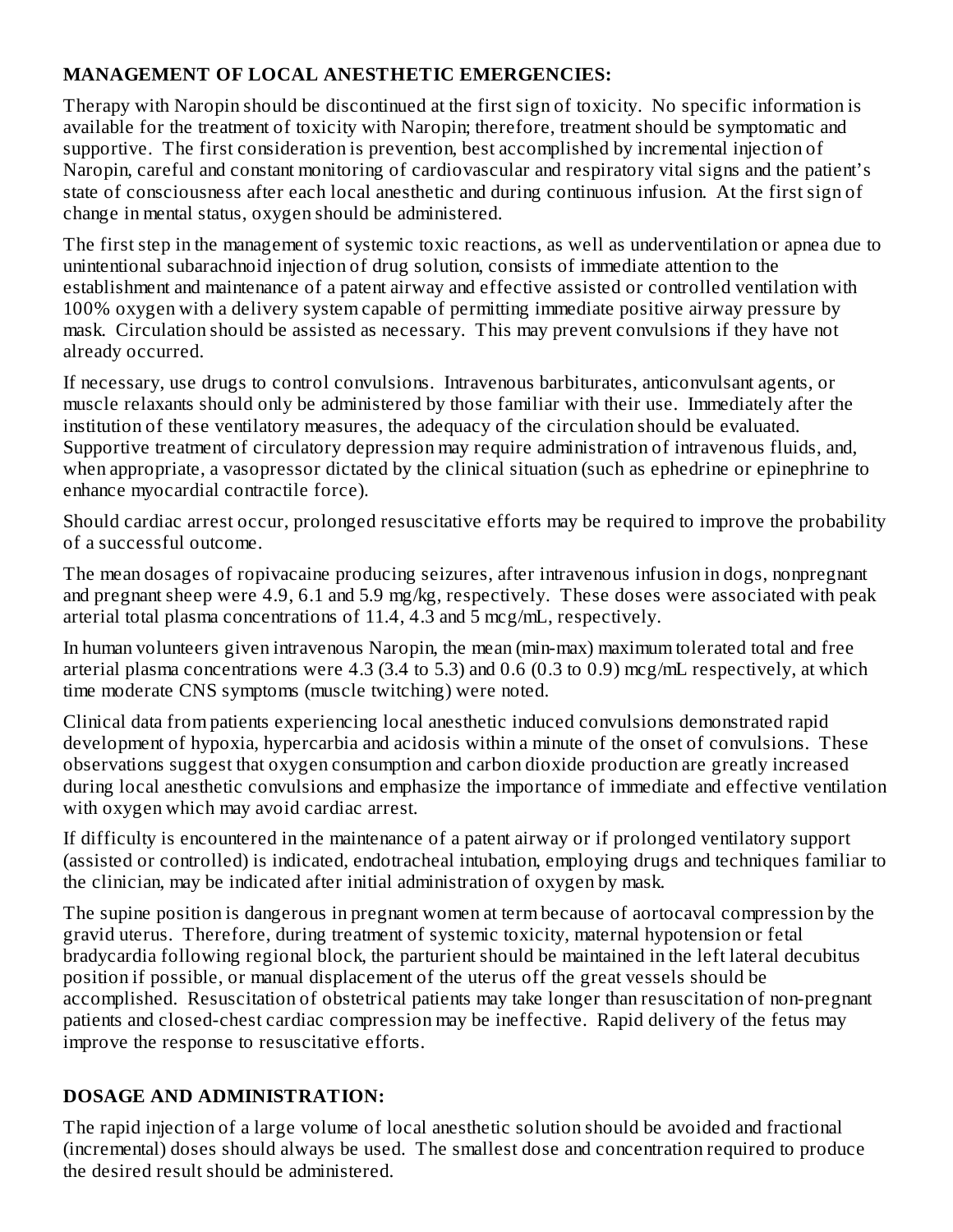## MANAGEMENT OF LOCAL ANESTHETIC EMERGENCIES:

Therapy with Naropin should be discontinued at the first sign of toxicity. No specific information is available for the treatment of toxicity with Naropin; therefore, treatment should be symptomatic and supportive. The first consideration is prevention, best accomplished by incremental injection of Naropin, careful and constant monitoring of cardiovascular and respiratory vital signs and the patient's state of consciousness after each local anesthetic and during continuous infusion. At the first sign of change in mental status, oxygen should be administered.

The first step in the management of systemic toxic reactions, as well as underventilation or apnea due to unintentional subarachnoid injection of drug solution, consists of immediate attention to the establishment and maintenance of a patent airway and effective assisted or controlled ventilation with 100% oxygen with a delivery system capable of permitting immediate positive airway pressure by mask. Circulation should be assisted as necessary. This may prevent convulsions if they have not already occurred.

If necessary, use drugs to control convulsions. Intravenous barbiturates, anticonvulsant agents, or muscle relaxants should only be administered by those familiar with their use. Immediately after the institution of these ventilatory measures, the adequacy of the circulation should be evaluated. Supportive treatment of circulatory depression may require administration of intravenous fluids, and, when appropriate, a vasopressor dictated by the clinical situation (such as ephedrine or epinephrine to enhance myocardial contractile force).

Should cardiac arrest occur, prolonged resuscitative efforts may be required to improve the probability of a successful outcome.

The mean dosages of ropivacaine producing seizures, after intravenous infusion in dogs, nonpregnant and pregnant sheep were 4.9, 6.1 and 5.9 mg/kg, respectively. These doses were associated with peak arterial total plasma concentrations of 11.4, 4.3 and 5 mcg/mL, respectively.

In human volunteers given intravenous Naropin, the mean (min-max) maximum tolerated total and free arterial plasma concentrations were 4.3 (3.4 to 5.3) and 0.6 (0.3 to 0.9) mcg/mL respectively, at which time moderate CNS symptoms (muscle twitching) were noted.

Clinical data from patients experiencing local anesthetic induced convulsions demonstrated rapid development of hypoxia, hypercarbia and acidosis within a minute of the onset of convulsions. These observations suggest that oxygen consumption and carbon dioxide production are greatly increased during local anesthetic convulsions and emphasize the importance of immediate and effective ventilation with oxygen which may avoid cardiac arrest.

If difficulty is encountered in the maintenance of a patent airway or if prolonged ventilatory support (assisted or controlled) is indicated, endotracheal intubation, employing drugs and techniques familiar to the clinician, may be indicated after initial administration of oxygen by mask.

The supine position is dangerous in pregnant women at term because of aortocaval compression by the gravid uterus. Therefore, during treatment of systemic toxicity, maternal hypotension or fetal bradycardia following regional block, the parturient should be maintained in the left lateral decubitus position if possible, or manual displacement of the uterus off the great vessels should be accomplished. Resuscitation of obstetrical patients may take longer than resuscitation of non-pregnant patients and closed-chest cardiac compression may be ineffective. Rapid delivery of the fetus may improve the response to resuscitative efforts.

## DOSAGE AND ADMINISTRATION:

The rapid injection of a large volume of local anesthetic solution should be avoided and fractional (incremental) doses should always be used. The smallest dose and concentration required to produce the desired result should be administered.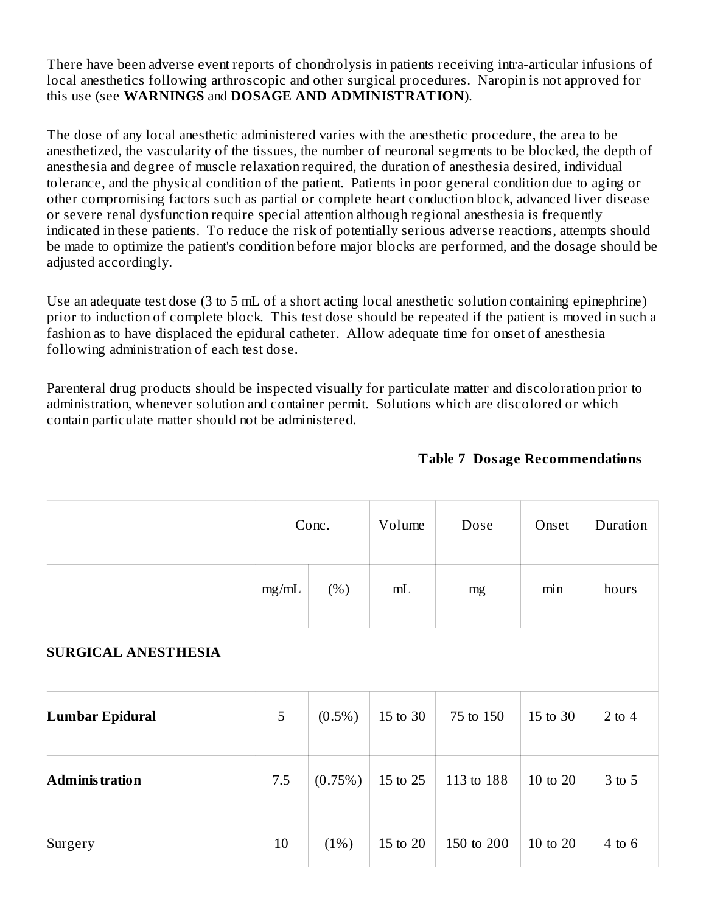There have been adverse event reports of chondrolysis in patients receiving intra-articular infusions of local anesthetics following arthroscopic and other surgical procedures. Naropin is not approved for this use (see **WARNINGS** and **DOSAGE AND ADMINISTRATION**).

The dose of any local anesthetic administered varies with the anesthetic procedure, the area to be anesthetized, the vascularity of the tissues, the number of neuronal segments to be blocked, the depth of anesthesia and degree of muscle relaxation required, the duration of anesthesia desired, individual tolerance, and the physical condition of the patient. Patients in poor general condition due to aging or other compromising factors such as partial or complete heart conduction block, advanced liver disease or severe renal dysfunction require special attention although regional anesthesia is frequently indicated in these patients. To reduce the risk of potentially serious adverse reactions, attempts should be made to optimize the patient's condition before major blocks are performed, and the dosage should be adjusted accordingly.

Use an adequate test dose (3 to 5 mL of a short acting local anesthetic solution containing epinephrine) prior to induction of complete block. This test dose should be repeated if the patient is moved in such a fashion as to have displaced the epidural catheter. Allow adequate time for onset of anesthesia following administration of each test dose.

Parenteral drug products should be inspected visually for particulate matter and discoloration prior to administration, whenever solution and container permit. Solutions which are discolored or which contain particulate matter should not be administered.

**Table 7 Dosage Recommendations**

| | Conc. | | Volume | Dose | Onset | Duration |
|---|---|---|---|---|---|---|
| | mg/mL | (%) | mL | mg | min | hours |
| **SURGICAL ANESTHESIA** | | | | | | |
| **Lumbar Epidural** | 5 | (0.5%) | 15 to 30 | 75 to 150 | 15 to 30 | 2 to 4 |
| **Administration** | 7.5 | (0.75%) | 15 to 25 | 113 to 188 | 10 to 20 | 3 to 5 |
| Surgery | 10 | (1%) | 15 to 20 | 150 to 200 | 10 to 20 | 4 to 6 |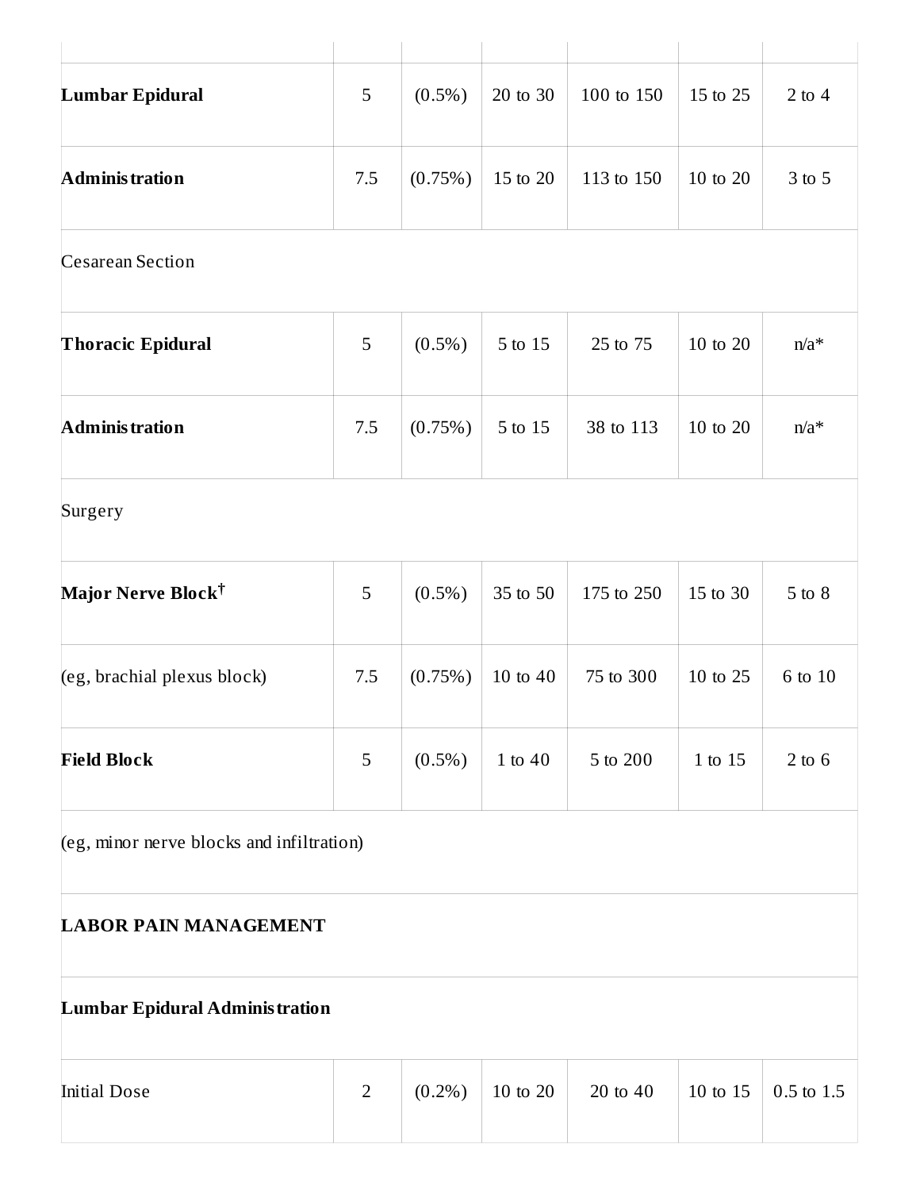| | | | | | | |
|---|---|---|---|---|---|---|
| **Lumbar Epidural** | 5 | (0.5%) | 20 to 30 | 100 to 150 | 15 to 25 | 2 to 4 |
| **Administration** | 7.5 | (0.75%) | 15 to 20 | 113 to 150 | 10 to 20 | 3 to 5 |
| Cesarean Section | | | | | | |
| **Thoracic Epidural** | 5 | (0.5%) | 5 to 15 | 25 to 75 | 10 to 20 | n/a* |
| **Administration** | 7.5 | (0.75%) | 5 to 15 | 38 to 113 | 10 to 20 | n/a* |
| Surgery | | | | | | |
| **Major Nerve Block†** | 5 | (0.5%) | 35 to 50 | 175 to 250 | 15 to 30 | 5 to 8 |
| (eg, brachial plexus block) | 7.5 | (0.75%) | 10 to 40 | 75 to 300 | 10 to 25 | 6 to 10 |
| **Field Block** | 5 | (0.5%) | 1 to 40 | 5 to 200 | 1 to 15 | 2 to 6 |
| (eg, minor nerve blocks and infiltration) | | | | | | |
| **LABOR PAIN MANAGEMENT** | | | | | | |
| **Lumbar Epidural Administration** | | | | | | |
| Initial Dose | 2 | (0.2%) | 10 to 20 | 20 to 40 | 10 to 15 | 0.5 to 1.5 |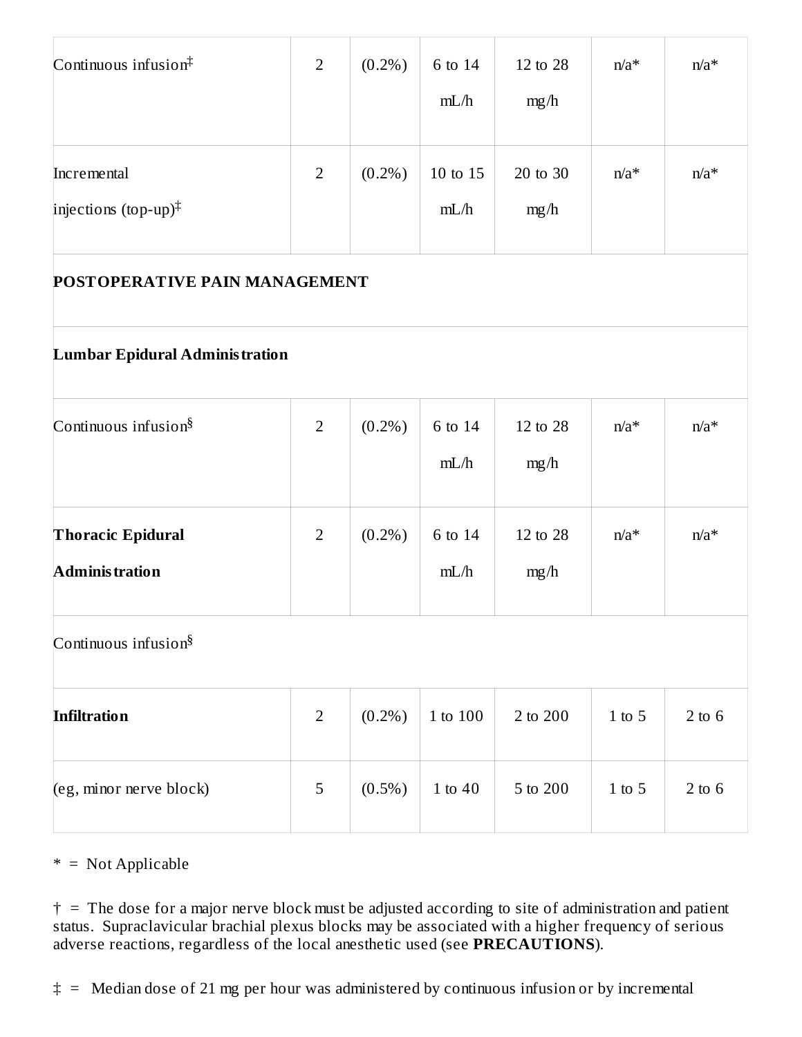| | | | | | | |
|---|---|---|---|---|---|---|
| Continuous infusion‡ | 2 | (0.2%) | 6 to 14 mL/h | 12 to 28 mg/h | n/a* | n/a* |
| Incremental injections (top-up)‡ | 2 | (0.2%) | 10 to 15 mL/h | 20 to 30 mg/h | n/a* | n/a* |
| **POSTOPERATIVE PAIN MANAGEMENT** | | | | | | |
| **Lumbar Epidural Administration** | | | | | | |
| Continuous infusion§ | 2 | (0.2%) | 6 to 14 mL/h | 12 to 28 mg/h | n/a* | n/a* |
| **Thoracic Epidural Administration** | 2 | (0.2%) | 6 to 14 mL/h | 12 to 28 mg/h | n/a* | n/a* |
| Continuous infusion§ | | | | | | |
| **Infiltration** | 2 | (0.2%) | 1 to 100 | 2 to 200 | 1 to 5 | 2 to 6 |
| (eg, minor nerve block) | 5 | (0.5%) | 1 to 40 | 5 to 200 | 1 to 5 | 2 to 6 |

* = Not Applicable

† = The dose for a major nerve block must be adjusted according to site of administration and patient status. Supraclavicular brachial plexus blocks may be associated with a higher frequency of serious adverse reactions, regardless of the local anesthetic used (see **PRECAUTIONS**).

‡ = Median dose of 21 mg per hour was administered by continuous infusion or by incremental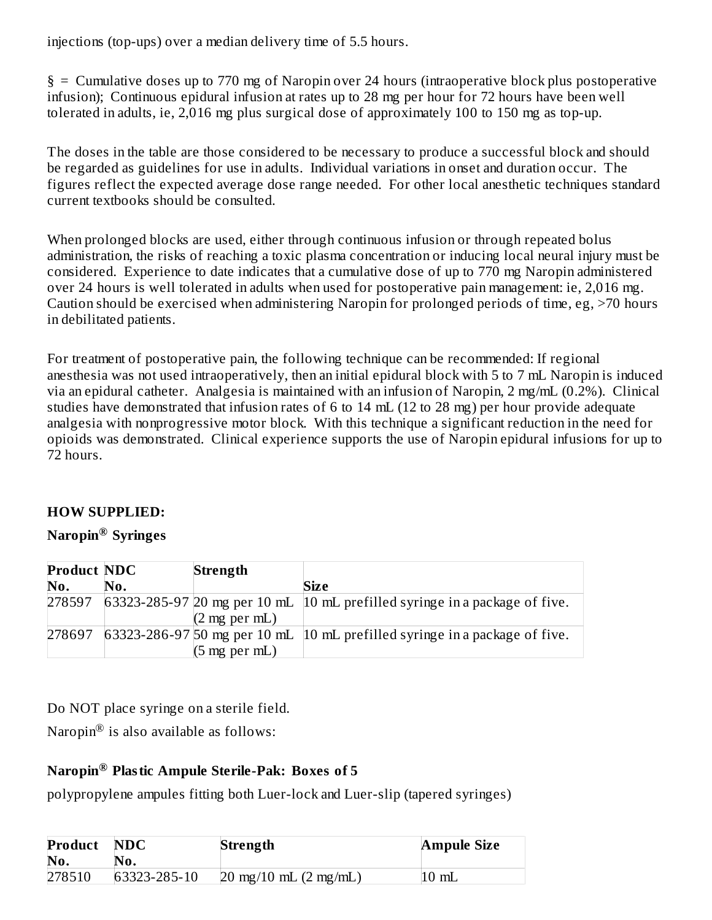injections (top-ups) over a median delivery time of 5.5 hours.

§ = Cumulative doses up to 770 mg of Naropin over 24 hours (intraoperative block plus postoperative infusion); Continuous epidural infusion at rates up to 28 mg per hour for 72 hours have been well tolerated in adults, ie, 2,016 mg plus surgical dose of approximately 100 to 150 mg as top-up.

The doses in the table are those considered to be necessary to produce a successful block and should be regarded as guidelines for use in adults. Individual variations in onset and duration occur. The figures reflect the expected average dose range needed. For other local anesthetic techniques standard current textbooks should be consulted.

When prolonged blocks are used, either through continuous infusion or through repeated bolus administration, the risks of reaching a toxic plasma concentration or inducing local neural injury must be considered. Experience to date indicates that a cumulative dose of up to 770 mg Naropin administered over 24 hours is well tolerated in adults when used for postoperative pain management: ie, 2,016 mg. Caution should be exercised when administering Naropin for prolonged periods of time, eg, >70 hours in debilitated patients.

For treatment of postoperative pain, the following technique can be recommended: If regional anesthesia was not used intraoperatively, then an initial epidural block with 5 to 7 mL Naropin is induced via an epidural catheter. Analgesia is maintained with an infusion of Naropin, 2 mg/mL (0.2%). Clinical studies have demonstrated that infusion rates of 6 to 14 mL (12 to 28 mg) per hour provide adequate analgesia with nonprogressive motor block. With this technique a significant reduction in the need for opioids was demonstrated. Clinical experience supports the use of Naropin epidural infusions for up to 72 hours.

## HOW SUPPLIED:

### Naropin® Syringes

| Product No. | NDC No. | Strength | Size |
|---|---|---|---|
| 278597 | 63323-285-97 | 20 mg per 10 mL (2 mg per mL) | 10 mL prefilled syringe in a package of five. |
| 278697 | 63323-286-97 | 50 mg per 10 mL (5 mg per mL) | 10 mL prefilled syringe in a package of five. |

Do NOT place syringe on a sterile field.

Naropin® is also available as follows:

### Naropin® Plastic Ampule Sterile-Pak: Boxes of 5

polypropylene ampules fitting both Luer-lock and Luer-slip (tapered syringes)

| Product No. | NDC No. | Strength | Ampule Size |
|---|---|---|---|
| 278510 | 63323-285-10 | 20 mg/10 mL (2 mg/mL) | 10 mL |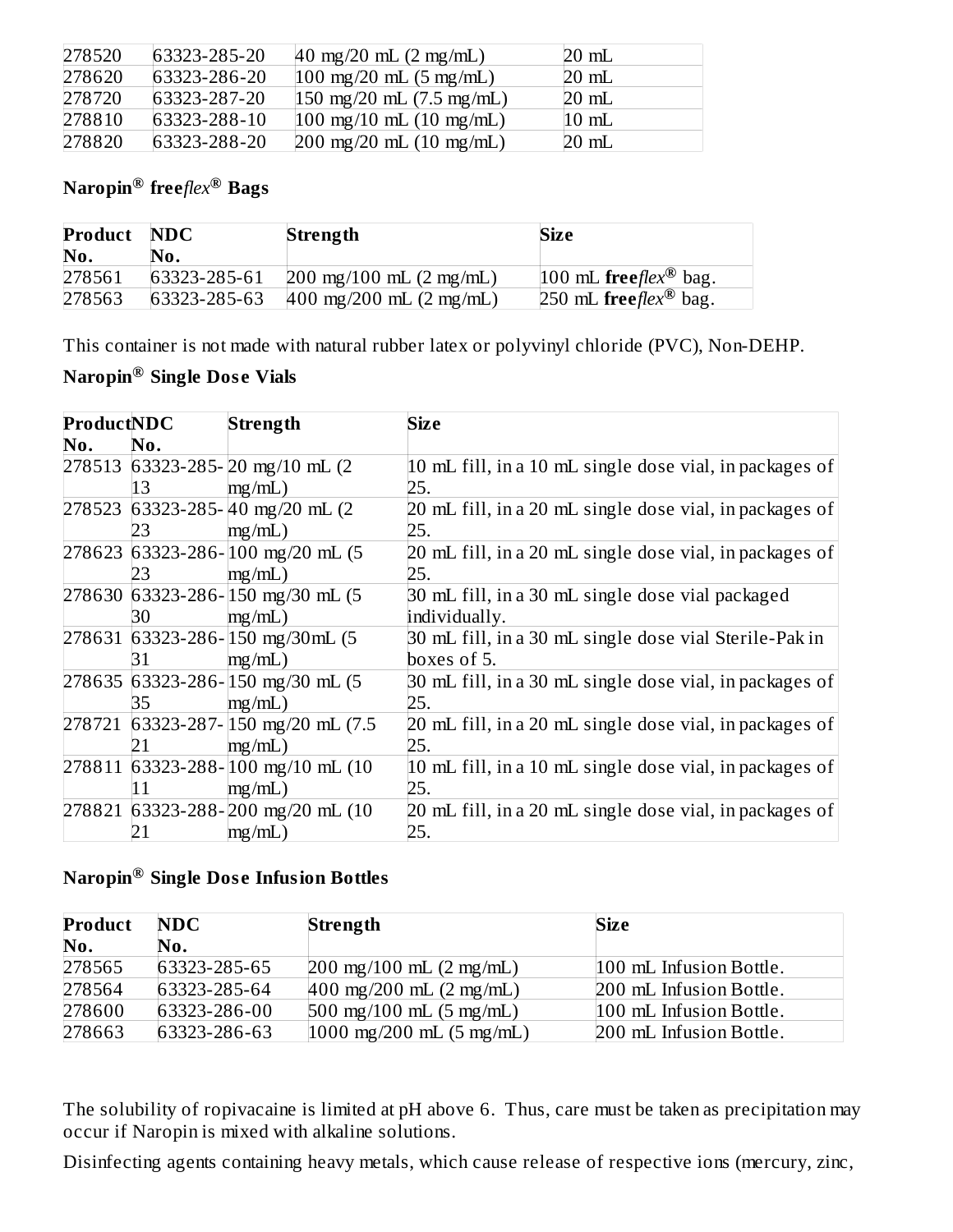| | | | |
|---|---|---|---|
| 278520 | 63323-285-20 | 40 mg/20 mL (2 mg/mL) | 20 mL |
| 278620 | 63323-286-20 | 100 mg/20 mL (5 mg/mL) | 20 mL |
| 278720 | 63323-287-20 | 150 mg/20 mL (7.5 mg/mL) | 20 mL |
| 278810 | 63323-288-10 | 100 mg/10 mL (10 mg/mL) | 10 mL |
| 278820 | 63323-288-20 | 200 mg/20 mL (10 mg/mL) | 20 mL |

**Naropin® free*flex*® Bags**

| Product No. | NDC No. | Strength | Size |
|---|---|---|---|
| 278561 | 63323-285-61 | 200 mg/100 mL (2 mg/mL) | 100 mL **free***flex*® bag. |
| 278563 | 63323-285-63 | 400 mg/200 mL (2 mg/mL) | 250 mL **free***flex*® bag. |

This container is not made with natural rubber latex or polyvinyl chloride (PVC), Non-DEHP.

**Naropin® Single Dose Vials**

| Product No. | NDC No. | Strength | Size |
|---|---|---|---|
| 278513 | 63323-285-13 | 20 mg/10 mL (2 mg/mL) | 10 mL fill, in a 10 mL single dose vial, in packages of 25. |
| 278523 | 63323-285-23 | 40 mg/20 mL (2 mg/mL) | 20 mL fill, in a 20 mL single dose vial, in packages of 25. |
| 278623 | 63323-286-23 | 100 mg/20 mL (5 mg/mL) | 20 mL fill, in a 20 mL single dose vial, in packages of 25. |
| 278630 | 63323-286-30 | 150 mg/30 mL (5 mg/mL) | 30 mL fill, in a 30 mL single dose vial packaged individually. |
| 278631 | 63323-286-31 | 150 mg/30mL (5 mg/mL) | 30 mL fill, in a 30 mL single dose vial Sterile-Pak in boxes of 5. |
| 278635 | 63323-286-35 | 150 mg/30 mL (5 mg/mL) | 30 mL fill, in a 30 mL single dose vial, in packages of 25. |
| 278721 | 63323-287-21 | 150 mg/20 mL (7.5 mg/mL) | 20 mL fill, in a 20 mL single dose vial, in packages of 25. |
| 278811 | 63323-288-11 | 100 mg/10 mL (10 mg/mL) | 10 mL fill, in a 10 mL single dose vial, in packages of 25. |
| 278821 | 63323-288-21 | 200 mg/20 mL (10 mg/mL) | 20 mL fill, in a 20 mL single dose vial, in packages of 25. |

**Naropin® Single Dose Infusion Bottles**

| Product No. | NDC No. | Strength | Size |
|---|---|---|---|
| 278565 | 63323-285-65 | 200 mg/100 mL (2 mg/mL) | 100 mL Infusion Bottle. |
| 278564 | 63323-285-64 | 400 mg/200 mL (2 mg/mL) | 200 mL Infusion Bottle. |
| 278600 | 63323-286-00 | 500 mg/100 mL (5 mg/mL) | 100 mL Infusion Bottle. |
| 278663 | 63323-286-63 | 1000 mg/200 mL (5 mg/mL) | 200 mL Infusion Bottle. |

The solubility of ropivacaine is limited at pH above 6. Thus, care must be taken as precipitation may occur if Naropin is mixed with alkaline solutions.

Disinfecting agents containing heavy metals, which cause release of respective ions (mercury, zinc,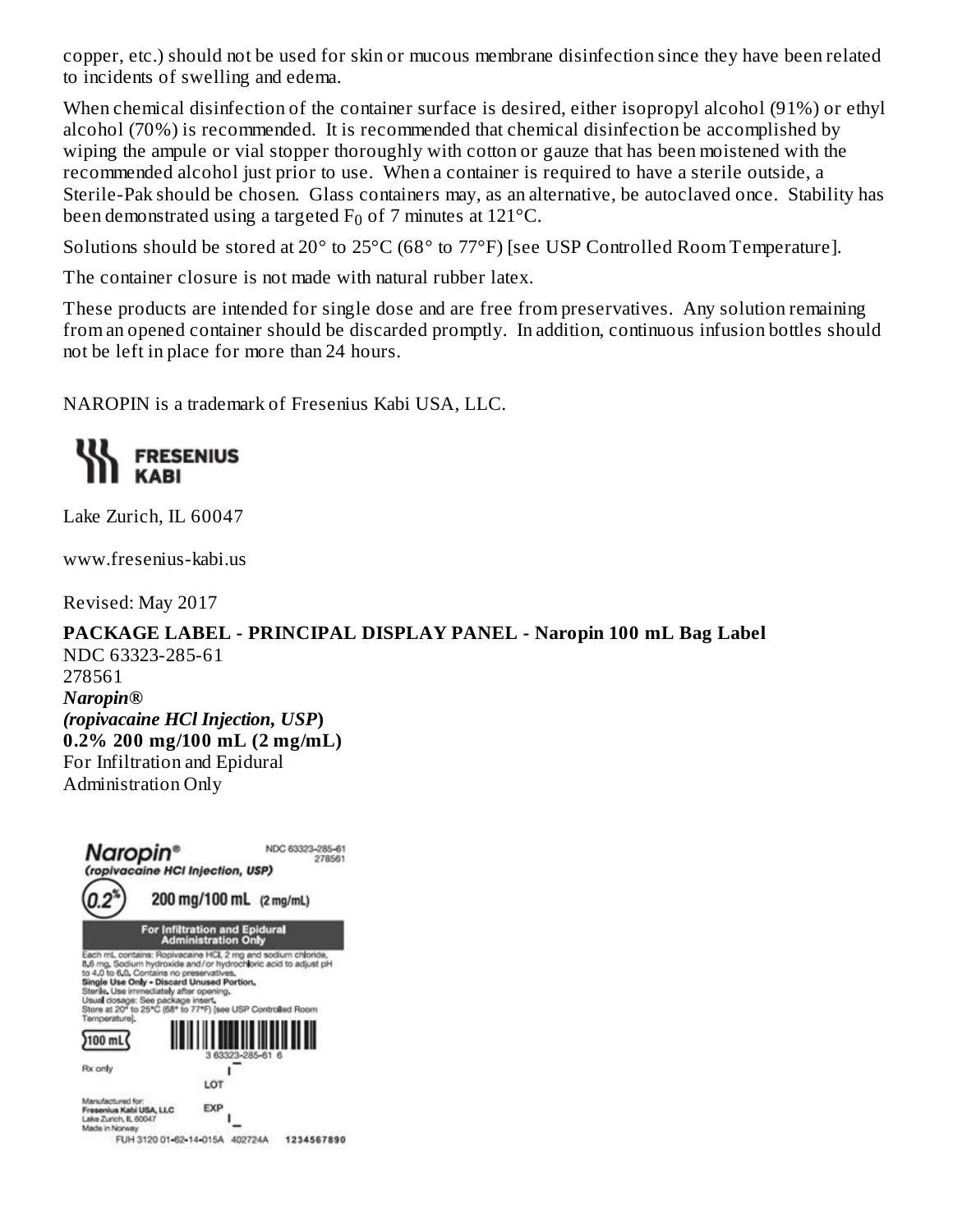copper, etc.) should not be used for skin or mucous membrane disinfection since they have been related to incidents of swelling and edema.

When chemical disinfection of the container surface is desired, either isopropyl alcohol (91%) or ethyl alcohol (70%) is recommended. It is recommended that chemical disinfection be accomplished by wiping the ampule or vial stopper thoroughly with cotton or gauze that has been moistened with the recommended alcohol just prior to use. When a container is required to have a sterile outside, a Sterile-Pak should be chosen. Glass containers may, as an alternative, be autoclaved once. Stability has been demonstrated using a targeted $F_0$ of 7 minutes at 121°C.

Solutions should be stored at 20° to 25°C (68° to 77°F) [see USP Controlled Room Temperature].

The container closure is not made with natural rubber latex.

These products are intended for single dose and are free from preservatives. Any solution remaining from an opened container should be discarded promptly. In addition, continuous infusion bottles should not be left in place for more than 24 hours.

NAROPIN is a trademark of Fresenius Kabi USA, LLC.

FRESENIUS KABI

Lake Zurich, IL 60047

www.fresenius-kabi.us

Revised: May 2017

**PACKAGE LABEL - PRINCIPAL DISPLAY PANEL - Naropin 100 mL Bag Label**

NDC 63323-285-61

278561

***Naropin®***

***(ropivacaine HCl Injection, USP)***

**0.2% 200 mg/100 mL (2 mg/mL)**

For Infiltration and Epidural Administration Only

Naropin®
(ropivacaine HCl Injection, USP)

NDC 63323-285-61
278561

0.2% 200 mg/100 mL (2 mg/mL)

For Infiltration and Epidural Administration Only

Each mL contains: Ropivacaine HCl, 2 mg and sodium chloride, 8.6 mg. Sodium hydroxide and/or hydrochloric acid to adjust pH to 4.0 to 6.0. Contains no preservatives.
**Single Use Only - Discard Unused Portion.**
Sterile. Use immediately after opening.
Usual dosage: See package insert.
Store at 20° to 25°C (68° to 77°F) [see USP Controlled Room Temperature].

100 mL

3 63323-285-61 6

Rx only

LOT

EXP

Manufactured for:
Fresenius Kabi USA, LLC
Lake Zurich, IL 60047
Made in Norway

FUH 3120 01-62-14-015A 402724A 1234567890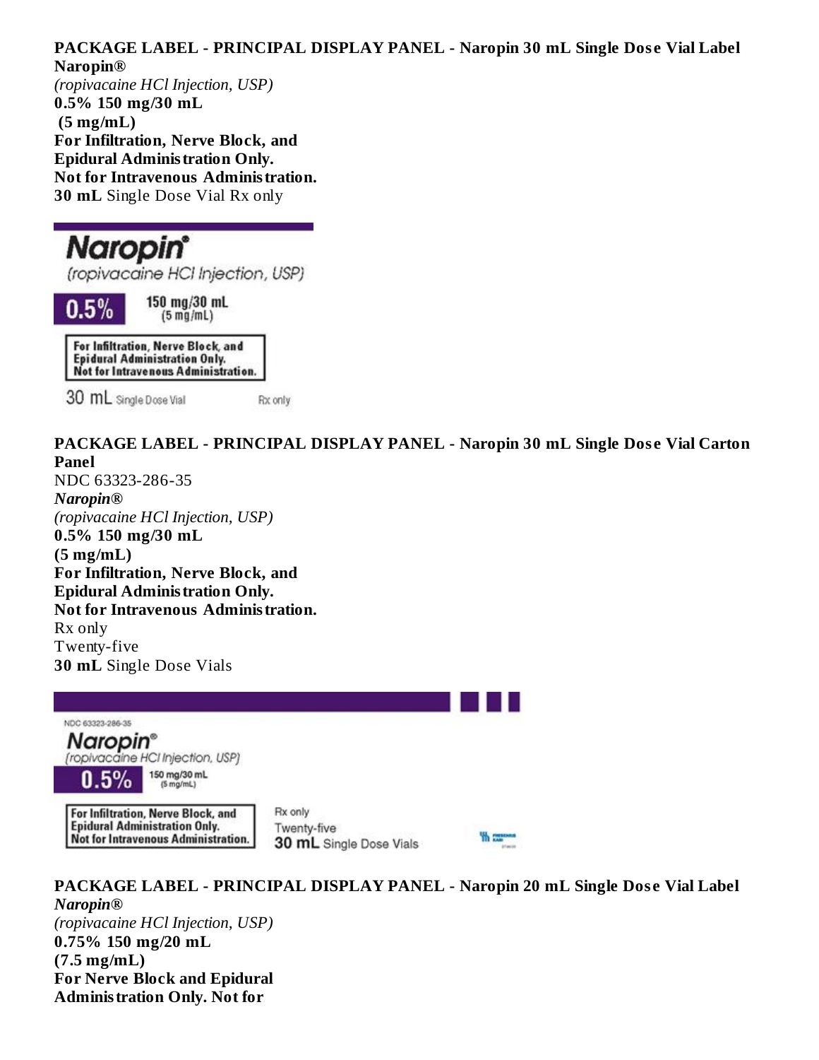**PACKAGE LABEL - PRINCIPAL DISPLAY PANEL - Naropin 30 mL Single Dose Vial Label**

**Naropin®**

*(ropivacaine HCl Injection, USP)*

**0.5% 150 mg/30 mL**

**(5 mg/mL)**

**For Infiltration, Nerve Block, and**

**Epidural Administration Only.**

**Not for Intravenous Administration.**

**30 mL** Single Dose Vial Rx only

**PACKAGE LABEL - PRINCIPAL DISPLAY PANEL - Naropin 30 mL Single Dose Vial Carton Panel**

NDC 63323-286-35

***Naropin®***

*(ropivacaine HCl Injection, USP)*

**0.5% 150 mg/30 mL**

**(5 mg/mL)**

**For Infiltration, Nerve Block, and**

**Epidural Administration Only.**

**Not for Intravenous Administration.**

Rx only

Twenty-five

**30 mL** Single Dose Vials

**PACKAGE LABEL - PRINCIPAL DISPLAY PANEL - Naropin 20 mL Single Dose Vial Label**

***Naropin®***

*(ropivacaine HCl Injection, USP)*

**0.75% 150 mg/20 mL**

**(7.5 mg/mL)**

**For Nerve Block and Epidural**

**Administration Only. Not for**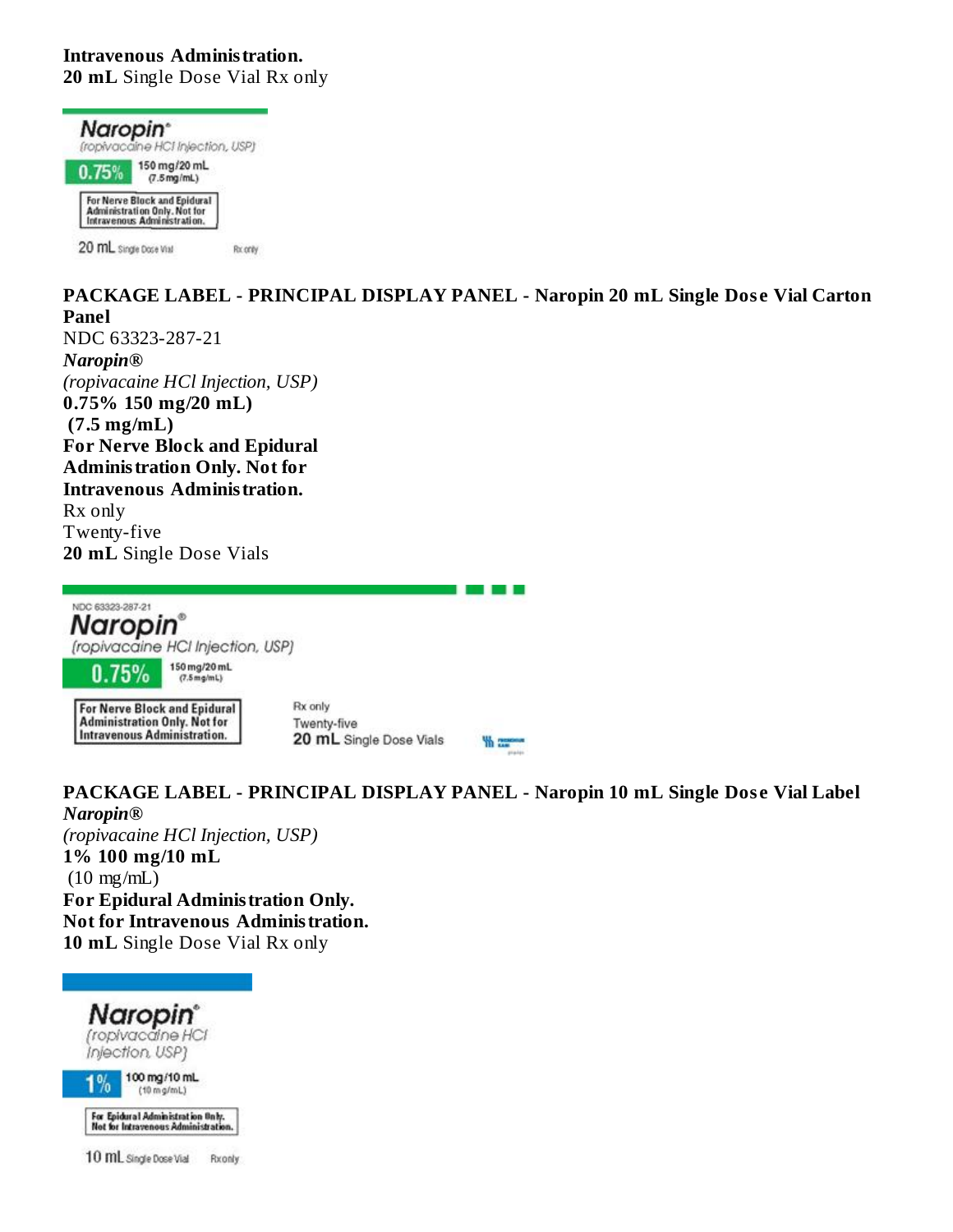**Intravenous Administration.**
**20 mL** Single Dose Vial Rx only

**PACKAGE LABEL - PRINCIPAL DISPLAY PANEL - Naropin 20 mL Single Dose Vial Carton Panel**

NDC 63323-287-21
***Naropin®***
*(ropivacaine HCl Injection, USP)*
**0.75% 150 mg/20 mL)**
**(7.5 mg/mL)**
**For Nerve Block and Epidural Administration Only. Not for Intravenous Administration.**
Rx only
Twenty-five
**20 mL** Single Dose Vials

**PACKAGE LABEL - PRINCIPAL DISPLAY PANEL - Naropin 10 mL Single Dose Vial Label**

***Naropin®***
*(ropivacaine HCl Injection, USP)*
**1% 100 mg/10 mL**
(10 mg/mL)
**For Epidural Administration Only.**
**Not for Intravenous Administration.**
**10 mL** Single Dose Vial Rx only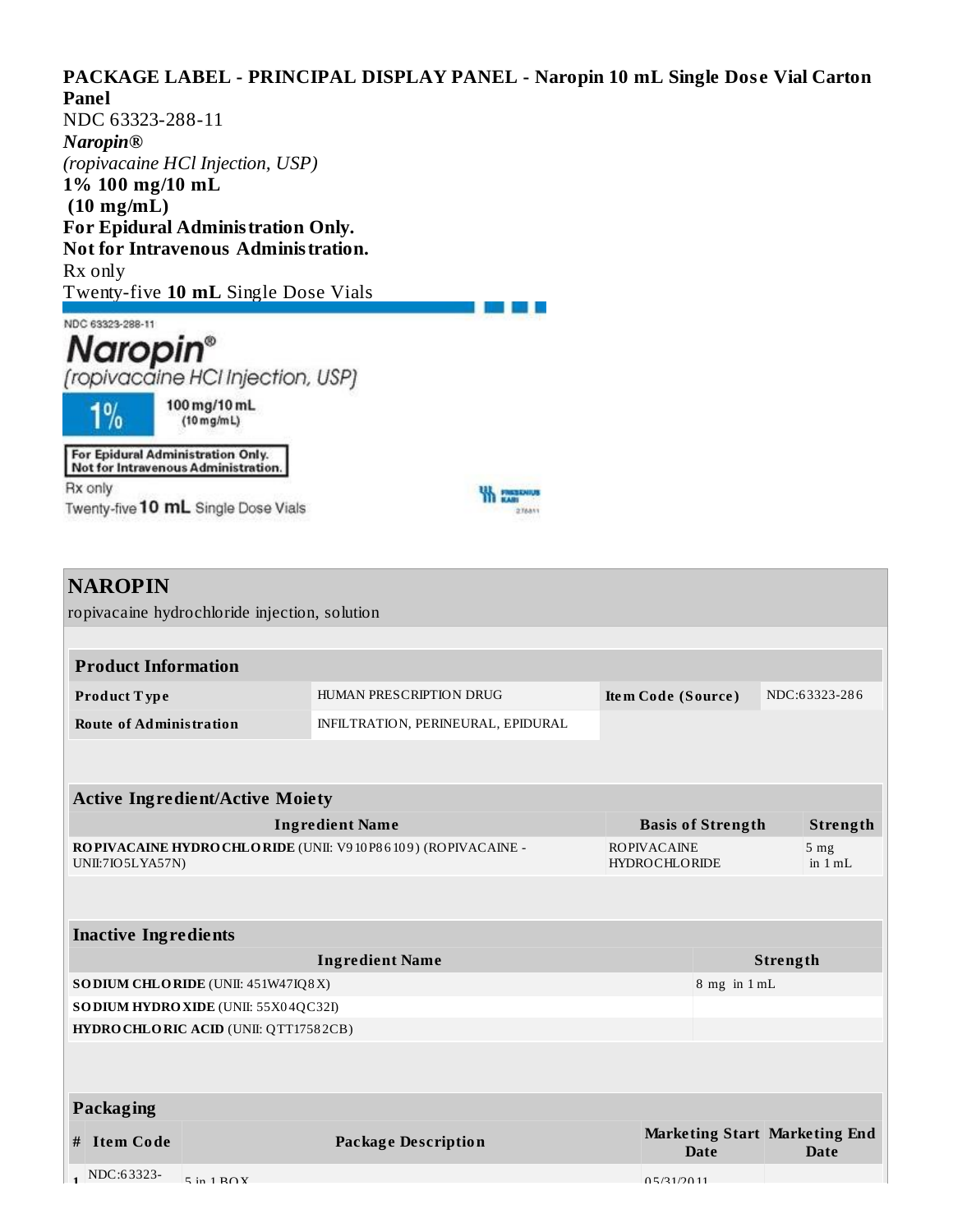**PACKAGE LABEL - PRINCIPAL DISPLAY PANEL - Naropin 10 mL Single Dose Vial Carton Panel**

NDC 63323-288-11

***Naropin®***

*(ropivacaine HCl Injection, USP)*

**1% 100 mg/10 mL**

**(10 mg/mL)**

**For Epidural Administration Only.**

**Not for Intravenous Administration.**

Rx only

Twenty-five **10 mL** Single Dose Vials

NDC 63323-288-11

Naropin®

(ropivacaine HCl Injection, USP)

1% 100 mg/10 mL (10 mg/mL)

For Epidural Administration Only.
Not for Intravenous Administration.

Rx only

Twenty-five 10 mL Single Dose Vials

## NAROPIN

ropivacaine hydrochloride injection, solution

| Product Information | | | |
|---|---|---|---|
| **Product Type** | HUMAN PRESCRIPTION DRUG | **Item Code (Source)** | NDC:63323-286 |
| **Route of Administration** | INFILTRATION, PERINEURAL, EPIDURAL | | |

| Active Ingredient/Active Moiety | | |
|---|---|---|
| **Ingredient Name** | **Basis of Strength** | **Strength** |
| **ROPIVACAINE HYDROCHLORIDE** (UNII: V910P86109) (ROPIVACAINE - UNII:7IO5LYA57N) | ROPIVACAINE HYDROCHLORIDE | 5 mg in 1 mL |

| Inactive Ingredients | |
|---|---|
| **Ingredient Name** | **Strength** |
| **SODIUM CHLORIDE** (UNII: 451W47IQ8X) | 8 mg in 1 mL |
| **SODIUM HYDROXIDE** (UNII: 55X04QC32I) | |
| **HYDROCHLORIC ACID** (UNII: QTT17582CB) | |

| Packaging | | | | |
|---|---|---|---|---|
| **#** | **Item Code** | **Package Description** | **Marketing Start Date** | **Marketing End Date** |
| 1 | NDC:63323- | 5 in 1 BOX | 05/31/2011 | |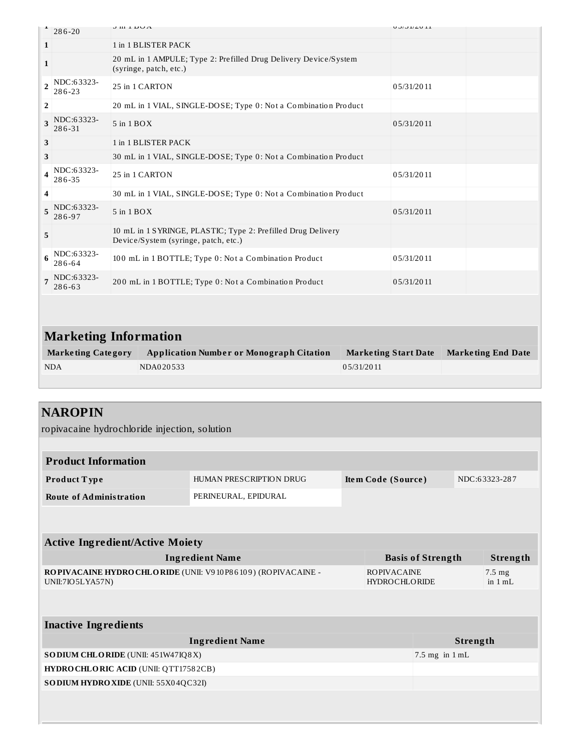| # | Item Code | Package Description | Marketing Start Date | Marketing End Date |
|---|---|---|---|---|
| 1 | NDC:63323-286-20 | 5 in 1 BOX | 05/31/2011 | |
| 1 | | 1 in 1 BLISTER PACK | | |
| 1 | | 20 mL in 1 AMPULE; Type 2: Prefilled Drug Delivery Device/System (syringe, patch, etc.) | | |
| 2 | NDC:63323-286-23 | 25 in 1 CARTON | 05/31/2011 | |
| 2 | | 20 mL in 1 VIAL, SINGLE-DOSE; Type 0: Not a Combination Product | | |
| 3 | NDC:63323-286-31 | 5 in 1 BOX | 05/31/2011 | |
| 3 | | 1 in 1 BLISTER PACK | | |
| 3 | | 30 mL in 1 VIAL, SINGLE-DOSE; Type 0: Not a Combination Product | | |
| 4 | NDC:63323-286-35 | 25 in 1 CARTON | 05/31/2011 | |
| 4 | | 30 mL in 1 VIAL, SINGLE-DOSE; Type 0: Not a Combination Product | | |
| 5 | NDC:63323-286-97 | 5 in 1 BOX | 05/31/2011 | |
| 5 | | 10 mL in 1 SYRINGE, PLASTIC; Type 2: Prefilled Drug Delivery Device/System (syringe, patch, etc.) | | |
| 6 | NDC:63323-286-64 | 100 mL in 1 BOTTLE; Type 0: Not a Combination Product | 05/31/2011 | |
| 7 | NDC:63323-286-63 | 200 mL in 1 BOTTLE; Type 0: Not a Combination Product | 05/31/2011 | |

## Marketing Information

| Marketing Category | Application Number or Monograph Citation | Marketing Start Date | Marketing End Date |
|---|---|---|---|
| NDA | NDA020533 | 05/31/2011 | |

## NAROPIN

ropivacaine hydrochloride injection, solution

### Product Information

| | | | |
|---|---|---|---|
| **Product Type** | HUMAN PRESCRIPTION DRUG | **Item Code (Source)** | NDC:63323-287 |
| **Route of Administration** | PERINEURAL, EPIDURAL | | |

### Active Ingredient/Active Moiety

| Ingredient Name | Basis of Strength | Strength |
|---|---|---|
| **ROPIVACAINE HYDROCHLORIDE** (UNII: V910P86109) (ROPIVACAINE - UNII:7IO5LYA57N) | ROPIVACAINE HYDROCHLORIDE | 7.5 mg in 1 mL |

### Inactive Ingredients

| Ingredient Name | Strength |
|---|---|
| **SODIUM CHLORIDE** (UNII: 451W47IQ8X) | 7.5 mg in 1 mL |
| **HYDROCHLORIC ACID** (UNII: QTT17582CB) | |
| **SODIUM HYDROXIDE** (UNII: 55X04QC32I) | |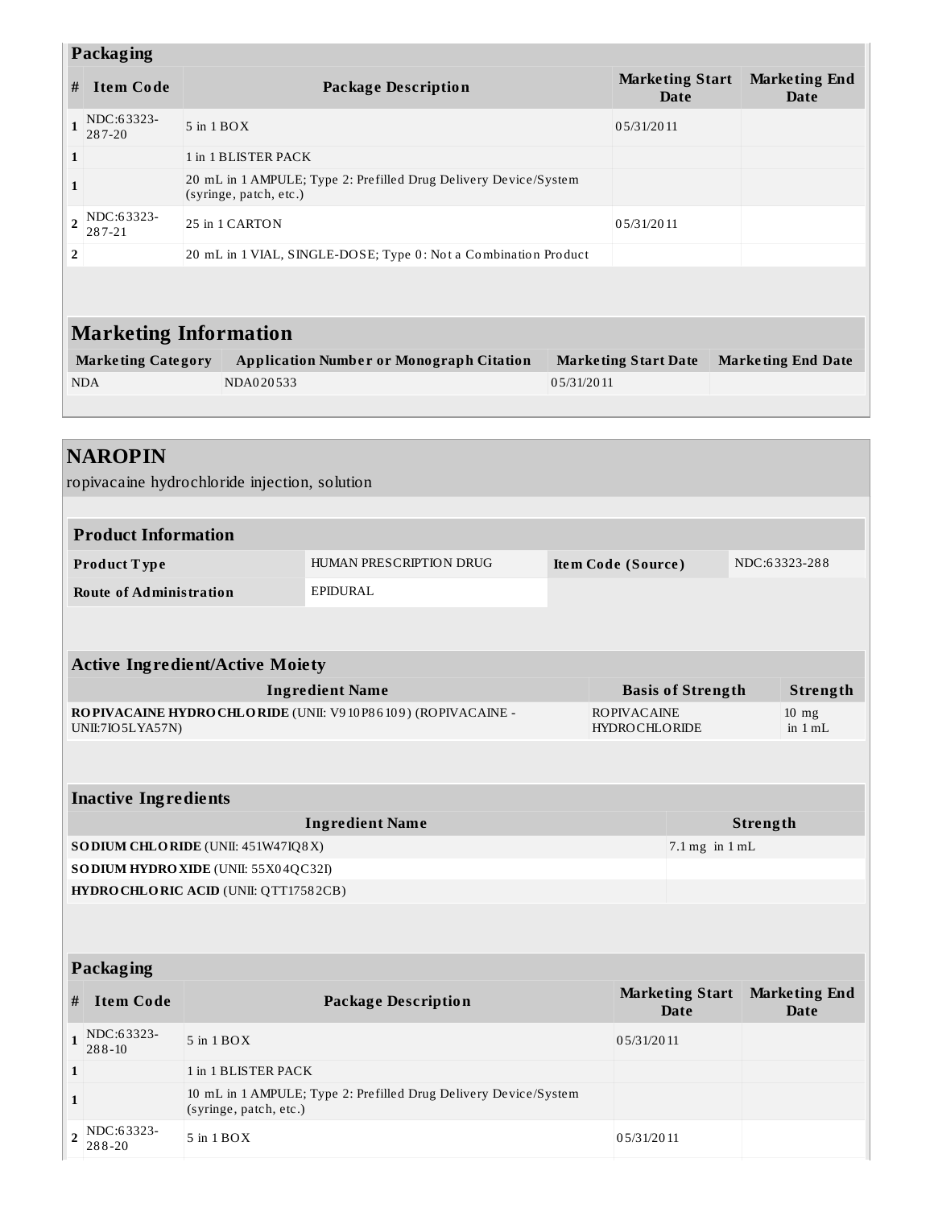### Packaging

| # | Item Code | Package Description | Marketing Start Date | Marketing End Date |
|---|---|---|---|---|
| 1 | NDC:63323-287-20 | 5 in 1 BOX | 05/31/2011 | |
| 1 | | 1 in 1 BLISTER PACK | | |
| 1 | | 20 mL in 1 AMPULE; Type 2: Prefilled Drug Delivery Device/System (syringe, patch, etc.) | | |
| 2 | NDC:63323-287-21 | 25 in 1 CARTON | 05/31/2011 | |
| 2 | | 20 mL in 1 VIAL, SINGLE-DOSE; Type 0: Not a Combination Product | | |

### Marketing Information

| Marketing Category | Application Number or Monograph Citation | Marketing Start Date | Marketing End Date |
|---|---|---|---|
| NDA | NDA020533 | 05/31/2011 | |

## NAROPIN

ropivacaine hydrochloride injection, solution

### Product Information

| | | | |
|---|---|---|---|
| **Product Type** | HUMAN PRESCRIPTION DRUG | **Item Code (Source)** | NDC:63323-288 |
| **Route of Administration** | EPIDURAL | | |

### Active Ingredient/Active Moiety

| Ingredient Name | Basis of Strength | Strength |
|---|---|---|
| **ROPIVACAINE HYDROCHLORIDE** (UNII: V910P86109) (ROPIVACAINE - UNII:7IO5LYA57N) | ROPIVACAINE HYDROCHLORIDE | 10 mg in 1 mL |

### Inactive Ingredients

| Ingredient Name | Strength |
|---|---|
| **SODIUM CHLORIDE** (UNII: 451W47IQ8X) | 7.1 mg in 1 mL |
| **SODIUM HYDROXIDE** (UNII: 55X04QC32I) | |
| **HYDROCHLORIC ACID** (UNII: QTT17582CB) | |

### Packaging

| # | Item Code | Package Description | Marketing Start Date | Marketing End Date |
|---|---|---|---|---|
| 1 | NDC:63323-288-10 | 5 in 1 BOX | 05/31/2011 | |
| 1 | | 1 in 1 BLISTER PACK | | |
| 1 | | 10 mL in 1 AMPULE; Type 2: Prefilled Drug Delivery Device/System (syringe, patch, etc.) | | |
| 2 | NDC:63323-288-20 | 5 in 1 BOX | 05/31/2011 | |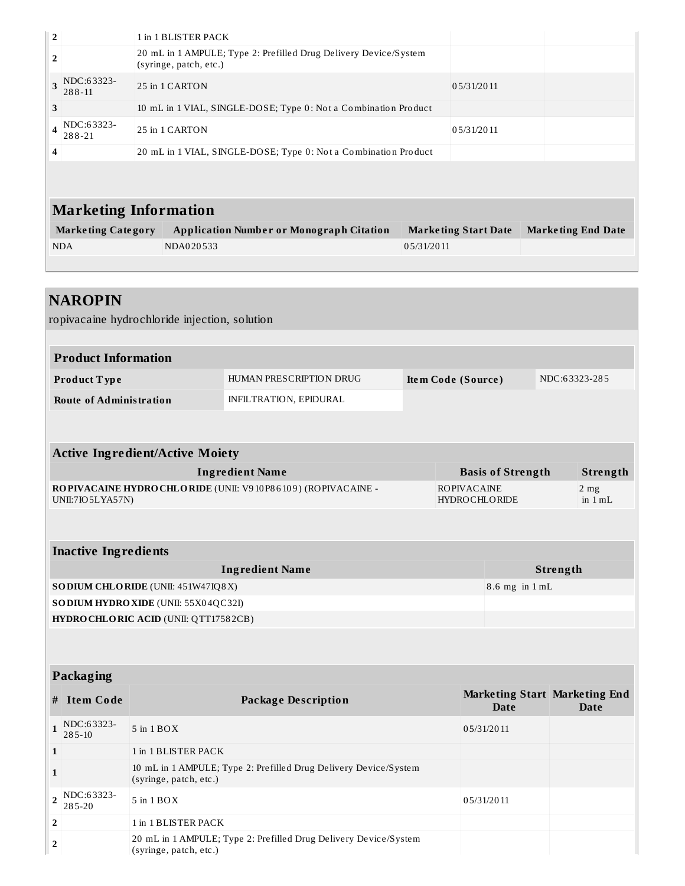| # | Item Code | Package Description | Marketing Start Date | Marketing End Date |
|---|---|---|---|---|
| 2 | | 1 in 1 BLISTER PACK | | |
| 2 | | 20 mL in 1 AMPULE; Type 2: Prefilled Drug Delivery Device/System (syringe, patch, etc.) | | |
| 3 | NDC:63323-288-11 | 25 in 1 CARTON | 05/31/2011 | |
| 3 | | 10 mL in 1 VIAL, SINGLE-DOSE; Type 0: Not a Combination Product | | |
| 4 | NDC:63323-288-21 | 25 in 1 CARTON | 05/31/2011 | |
| 4 | | 20 mL in 1 VIAL, SINGLE-DOSE; Type 0: Not a Combination Product | | |

## Marketing Information

| Marketing Category | Application Number or Monograph Citation | Marketing Start Date | Marketing End Date |
|---|---|---|---|
| NDA | NDA020533 | 05/31/2011 | |

# NAROPIN

ropivacaine hydrochloride injection, solution

## Product Information

| | | | |
|---|---|---|---|
| **Product Type** | HUMAN PRESCRIPTION DRUG | **Item Code (Source)** | NDC:63323-285 |
| **Route of Administration** | INFILTRATION, EPIDURAL | | |

## Active Ingredient/Active Moiety

| Ingredient Name | Basis of Strength | Strength |
|---|---|---|
| **ROPIVACAINE HYDROCHLORIDE** (UNII: V910P86109) (ROPIVACAINE - UNII:7IO5LYA57N) | ROPIVACAINE HYDROCHLORIDE | 2 mg in 1 mL |

## Inactive Ingredients

| Ingredient Name | Strength |
|---|---|
| **SODIUM CHLORIDE** (UNII: 451W47IQ8X) | 8.6 mg in 1 mL |
| **SODIUM HYDROXIDE** (UNII: 55X04QC32I) | |
| **HYDROCHLORIC ACID** (UNII: QTT17582CB) | |

## Packaging

| # | Item Code | Package Description | Marketing Start Date | Marketing End Date |
|---|---|---|---|---|
| 1 | NDC:63323-285-10 | 5 in 1 BOX | 05/31/2011 | |
| 1 | | 1 in 1 BLISTER PACK | | |
| 1 | | 10 mL in 1 AMPULE; Type 2: Prefilled Drug Delivery Device/System (syringe, patch, etc.) | | |
| 2 | NDC:63323-285-20 | 5 in 1 BOX | 05/31/2011 | |
| 2 | | 1 in 1 BLISTER PACK | | |
| 2 | | 20 mL in 1 AMPULE; Type 2: Prefilled Drug Delivery Device/System (syringe, patch, etc.) | | |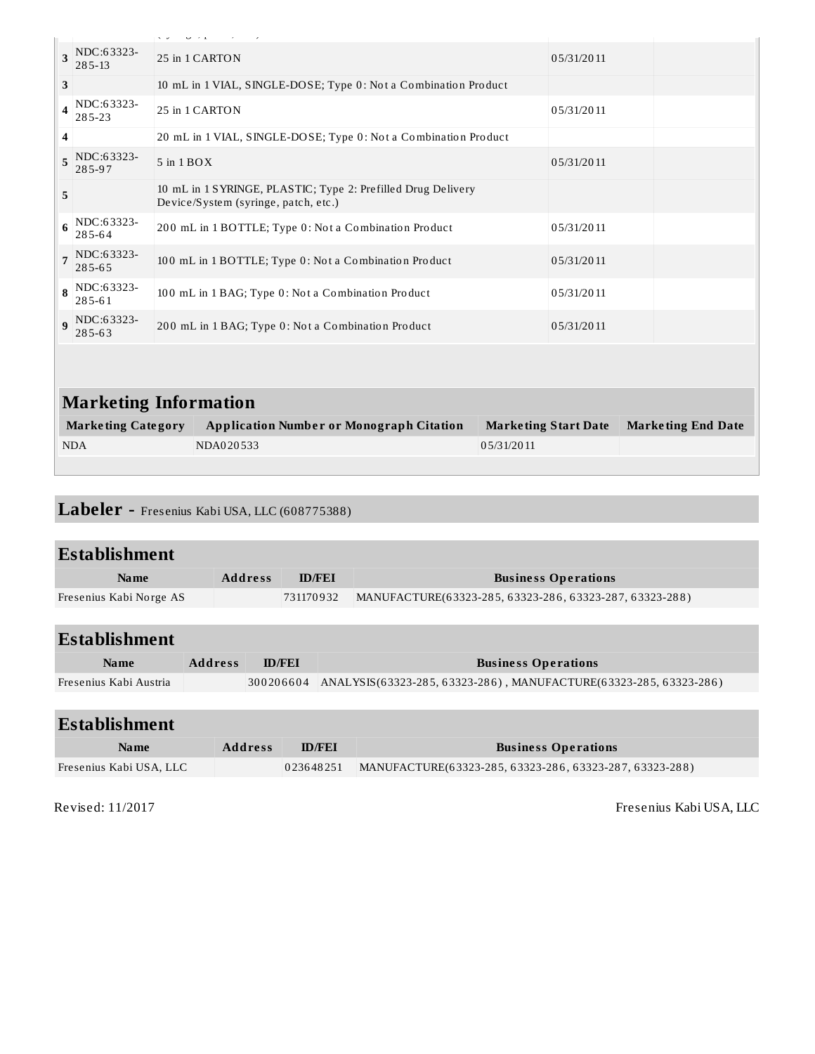| | | | | |
|---|---|---|---|---|
| 3 | NDC:63323-285-13 | 25 in 1 CARTON | 05/31/2011 | |
| 3 | | 10 mL in 1 VIAL, SINGLE-DOSE; Type 0: Not a Combination Product | | |
| 4 | NDC:63323-285-23 | 25 in 1 CARTON | 05/31/2011 | |
| 4 | | 20 mL in 1 VIAL, SINGLE-DOSE; Type 0: Not a Combination Product | | |
| 5 | NDC:63323-285-97 | 5 in 1 BOX | 05/31/2011 | |
| 5 | | 10 mL in 1 SYRINGE, PLASTIC; Type 2: Prefilled Drug Delivery Device/System (syringe, patch, etc.) | | |
| 6 | NDC:63323-285-64 | 200 mL in 1 BOTTLE; Type 0: Not a Combination Product | 05/31/2011 | |
| 7 | NDC:63323-285-65 | 100 mL in 1 BOTTLE; Type 0: Not a Combination Product | 05/31/2011 | |
| 8 | NDC:63323-285-61 | 100 mL in 1 BAG; Type 0: Not a Combination Product | 05/31/2011 | |
| 9 | NDC:63323-285-63 | 200 mL in 1 BAG; Type 0: Not a Combination Product | 05/31/2011 | |

## Marketing Information

| Marketing Category | Application Number or Monograph Citation | Marketing Start Date | Marketing End Date |
|---|---|---|---|
| NDA | NDA020533 | 05/31/2011 | |

## Labeler - Fresenius Kabi USA, LLC (608775388)

## Establishment

| Name | Address | ID/FEI | Business Operations |
|---|---|---|---|
| Fresenius Kabi Norge AS | | 731170932 | MANUFACTURE(63323-285, 63323-286, 63323-287, 63323-288) |

## Establishment

| Name | Address | ID/FEI | Business Operations |
|---|---|---|---|
| Fresenius Kabi Austria | | 300206604 | ANALYSIS(63323-285, 63323-286) , MANUFACTURE(63323-285, 63323-286) |

## Establishment

| Name | Address | ID/FEI | Business Operations |
|---|---|---|---|
| Fresenius Kabi USA, LLC | | 023648251 | MANUFACTURE(63323-285, 63323-286, 63323-287, 63323-288) |

Revised: 11/2017

Fresenius Kabi USA, LLC